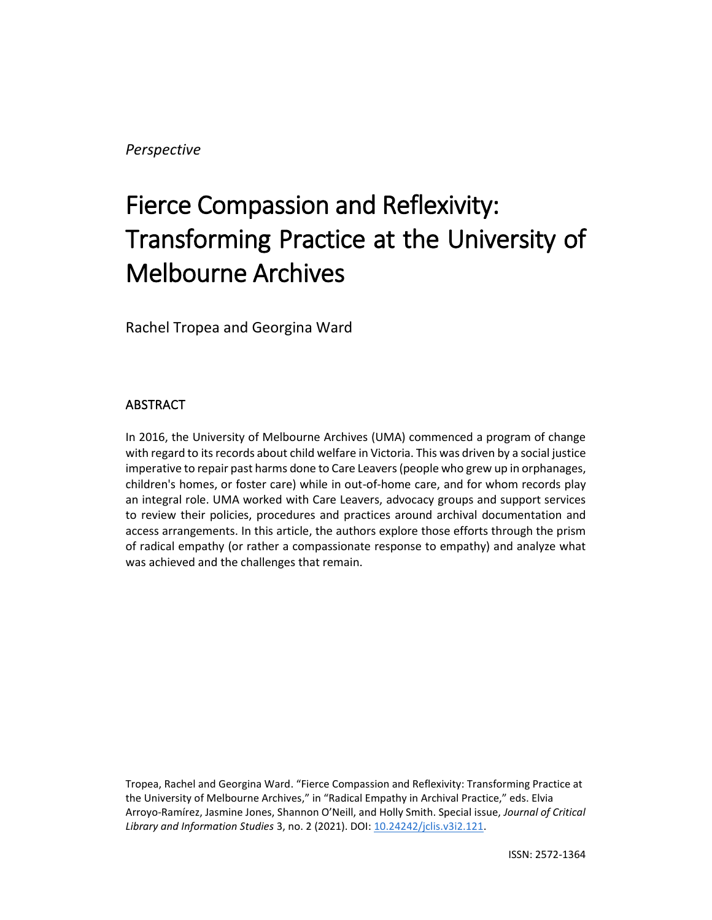*Perspective*

# Fierce Compassion and Reflexivity: Transforming Practice at the University of Melbourne Archives

Rachel Tropea and Georgina Ward

## ABSTRACT

In 2016, the University of Melbourne Archives (UMA) commenced a program of change with regard to its records about child welfare in Victoria. This was driven by a social justice imperative to repair past harms done to Care Leavers (people who grew up in orphanages, children's homes, or foster care) while in out-of-home care, and for whom records play an integral role. UMA worked with Care Leavers, advocacy groups and support services to review their policies, procedures and practices around archival documentation and access arrangements. In this article, the authors explore those efforts through the prism of radical empathy (or rather a compassionate response to empathy) and analyze what was achieved and the challenges that remain.

Tropea, Rachel and Georgina Ward. "Fierce Compassion and Reflexivity: Transforming Practice at the University of Melbourne Archives," in "Radical Empathy in Archival Practice," eds. Elvia Arroyo-Ramírez, Jasmine Jones, Shannon O'Neill, and Holly Smith. Special issue, *Journal of Critical Library and Information Studies* 3, no. 2 (2021). DOI: 10.24242/jclis.v3i2.121.

ISSN: 2572-1364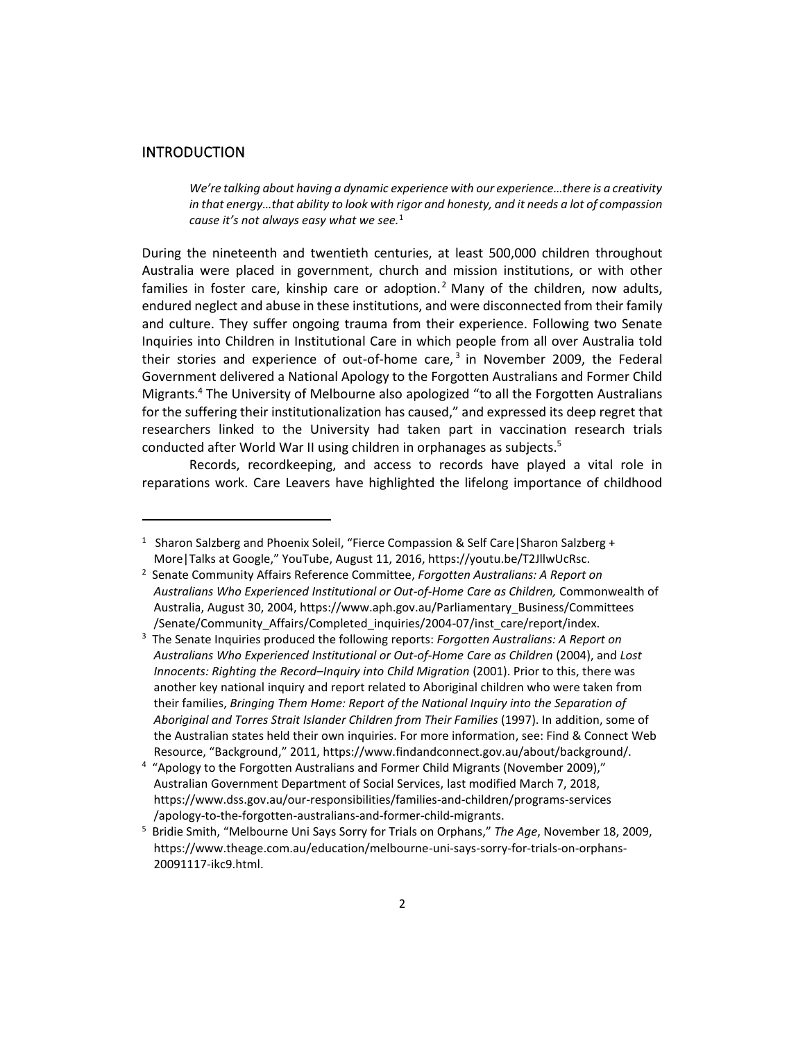## INTRODUCTION

> *We're talking about having a dynamic experience with our experience…there is a creativity in that energy…that ability to look with rigor and honesty, and it needs a lot of compassion cause it's not always easy what we see.*[1]

During the nineteenth and twentieth centuries, at least 500,000 children throughout Australia were placed in government, church and mission institutions, or with other families in foster care, kinship care or adoption.[2] Many of the children, now adults, endured neglect and abuse in these institutions, and were disconnected from their family and culture. They suffer ongoing trauma from their experience. Following two Senate Inquiries into Children in Institutional Care in which people from all over Australia told their stories and experience of out-of-home care,[3] in November 2009, the Federal Government delivered a National Apology to the Forgotten Australians and Former Child Migrants.[4] The University of Melbourne also apologized "to all the Forgotten Australians for the suffering their institutionalization has caused," and expressed its deep regret that researchers linked to the University had taken part in vaccination research trials conducted after World War II using children in orphanages as subjects.[5]

Records, recordkeeping, and access to records have played a vital role in reparations work. Care Leavers have highlighted the lifelong importance of childhood

---

[1] Sharon Salzberg and Phoenix Soleil, "Fierce Compassion & Self Care|Sharon Salzberg + More|Talks at Google," YouTube, August 11, 2016, https://youtu.be/T2JllwUcRsc.

[2] Senate Community Affairs Reference Committee, *Forgotten Australians: A Report on Australians Who Experienced Institutional or Out-of-Home Care as Children,* Commonwealth of Australia, August 30, 2004, https://www.aph.gov.au/Parliamentary_Business/Committees/Senate/Community_Affairs/Completed_inquiries/2004-07/inst_care/report/index.

[3] The Senate Inquiries produced the following reports: *Forgotten Australians: A Report on Australians Who Experienced Institutional or Out-of-Home Care as Children* (2004), and *Lost Innocents: Righting the Record–Inquiry into Child Migration* (2001). Prior to this, there was another key national inquiry and report related to Aboriginal children who were taken from their families, *Bringing Them Home: Report of the National Inquiry into the Separation of Aboriginal and Torres Strait Islander Children from Their Families* (1997). In addition, some of the Australian states held their own inquiries. For more information, see: Find & Connect Web Resource, "Background," 2011, https://www.findandconnect.gov.au/about/background/.

[4] "Apology to the Forgotten Australians and Former Child Migrants (November 2009)," Australian Government Department of Social Services, last modified March 7, 2018, https://www.dss.gov.au/our-responsibilities/families-and-children/programs-services/apology-to-the-forgotten-australians-and-former-child-migrants.

[5] Bridie Smith, "Melbourne Uni Says Sorry for Trials on Orphans," *The Age*, November 18, 2009, https://www.theage.com.au/education/melbourne-uni-says-sorry-for-trials-on-orphans-20091117-ikc9.html.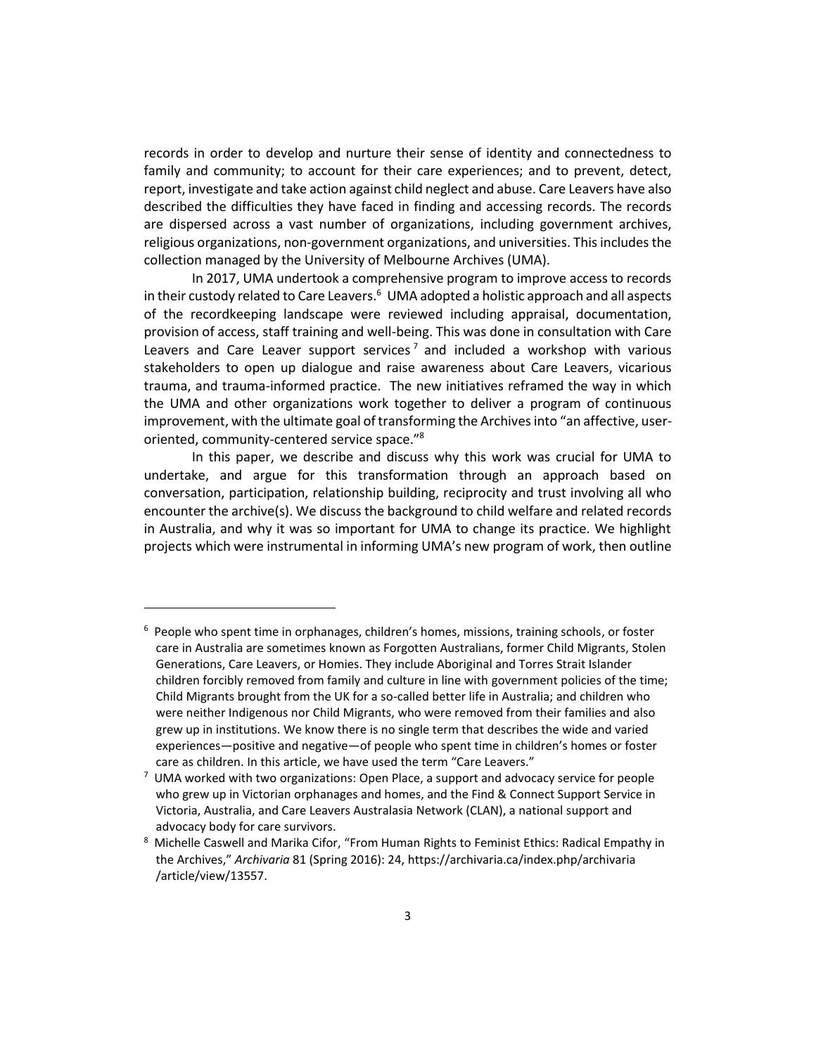records in order to develop and nurture their sense of identity and connectedness to family and community; to account for their care experiences; and to prevent, detect, report, investigate and take action against child neglect and abuse. Care Leavers have also described the difficulties they have faced in finding and accessing records. The records are dispersed across a vast number of organizations, including government archives, religious organizations, non-government organizations, and universities. This includes the collection managed by the University of Melbourne Archives (UMA).

In 2017, UMA undertook a comprehensive program to improve access to records in their custody related to Care Leavers.[6] UMA adopted a holistic approach and all aspects of the recordkeeping landscape were reviewed including appraisal, documentation, provision of access, staff training and well-being. This was done in consultation with Care Leavers and Care Leaver support services[7] and included a workshop with various stakeholders to open up dialogue and raise awareness about Care Leavers, vicarious trauma, and trauma-informed practice. The new initiatives reframed the way in which the UMA and other organizations work together to deliver a program of continuous improvement, with the ultimate goal of transforming the Archives into "an affective, user-oriented, community-centered service space."[8]

In this paper, we describe and discuss why this work was crucial for UMA to undertake, and argue for this transformation through an approach based on conversation, participation, relationship building, reciprocity and trust involving all who encounter the archive(s). We discuss the background to child welfare and related records in Australia, and why it was so important for UMA to change its practice. We highlight projects which were instrumental in informing UMA's new program of work, then outline

---

[6] People who spent time in orphanages, children's homes, missions, training schools, or foster care in Australia are sometimes known as Forgotten Australians, former Child Migrants, Stolen Generations, Care Leavers, or Homies. They include Aboriginal and Torres Strait Islander children forcibly removed from family and culture in line with government policies of the time; Child Migrants brought from the UK for a so-called better life in Australia; and children who were neither Indigenous nor Child Migrants, who were removed from their families and also grew up in institutions. We know there is no single term that describes the wide and varied experiences—positive and negative—of people who spent time in children's homes or foster care as children. In this article, we have used the term "Care Leavers."

[7] UMA worked with two organizations: Open Place, a support and advocacy service for people who grew up in Victorian orphanages and homes, and the Find & Connect Support Service in Victoria, Australia, and Care Leavers Australasia Network (CLAN), a national support and advocacy body for care survivors.

[8] Michelle Caswell and Marika Cifor, "From Human Rights to Feminist Ethics: Radical Empathy in the Archives," *Archivaria* 81 (Spring 2016): 24, https://archivaria.ca/index.php/archivaria/article/view/13557.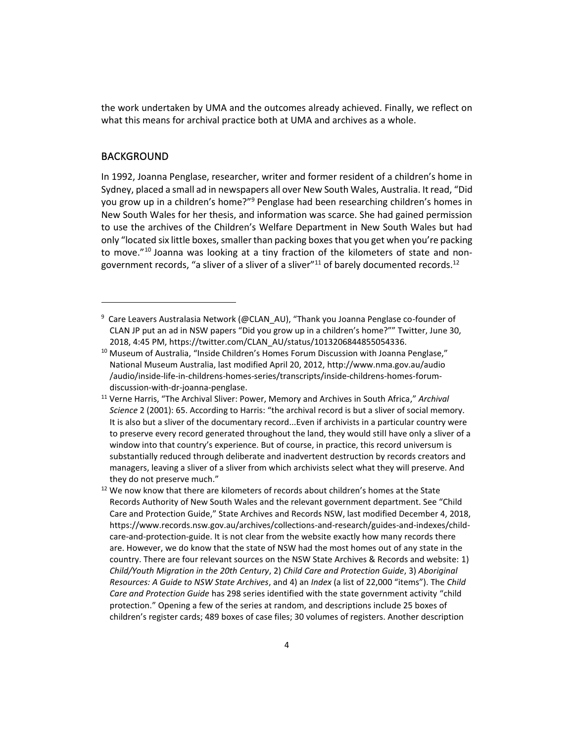the work undertaken by UMA and the outcomes already achieved. Finally, we reflect on what this means for archival practice both at UMA and archives as a whole.

## BACKGROUND

In 1992, Joanna Penglase, researcher, writer and former resident of a children's home in Sydney, placed a small ad in newspapers all over New South Wales, Australia. It read, "Did you grow up in a children's home?"[9] Penglase had been researching children's homes in New South Wales for her thesis, and information was scarce. She had gained permission to use the archives of the Children's Welfare Department in New South Wales but had only "located six little boxes, smaller than packing boxes that you get when you're packing to move."[10] Joanna was looking at a tiny fraction of the kilometers of state and non-government records, "a sliver of a sliver of a sliver"[11] of barely documented records.[12]

---

[9] Care Leavers Australasia Network (@CLAN_AU), "Thank you Joanna Penglase co-founder of CLAN JP put an ad in NSW papers "Did you grow up in a children's home?"" Twitter, June 30, 2018, 4:45 PM, https://twitter.com/CLAN_AU/status/1013206844855054336.

[10] Museum of Australia, "Inside Children's Homes Forum Discussion with Joanna Penglase," National Museum Australia, last modified April 20, 2012, http://www.nma.gov.au/audio/audio/inside-life-in-childrens-homes-series/transcripts/inside-childrens-homes-forum-discussion-with-dr-joanna-penglase.

[11] Verne Harris, "The Archival Sliver: Power, Memory and Archives in South Africa," *Archival Science* 2 (2001): 65. According to Harris: "the archival record is but a sliver of social memory. It is also but a sliver of the documentary record...Even if archivists in a particular country were to preserve every record generated throughout the land, they would still have only a sliver of a window into that country's experience. But of course, in practice, this record universum is substantially reduced through deliberate and inadvertent destruction by records creators and managers, leaving a sliver of a sliver from which archivists select what they will preserve. And they do not preserve much."

[12] We now know that there are kilometers of records about children's homes at the State Records Authority of New South Wales and the relevant government department. See "Child Care and Protection Guide," State Archives and Records NSW, last modified December 4, 2018, https://www.records.nsw.gov.au/archives/collections-and-research/guides-and-indexes/child-care-and-protection-guide. It is not clear from the website exactly how many records there are. However, we do know that the state of NSW had the most homes out of any state in the country. There are four relevant sources on the NSW State Archives & Records and website: 1) *Child/Youth Migration in the 20th Century*, 2) *Child Care and Protection Guide*, 3) *Aboriginal Resources: A Guide to NSW State Archives*, and 4) an *Index* (a list of 22,000 "items"). The *Child Care and Protection Guide* has 298 series identified with the state government activity "child protection." Opening a few of the series at random, and descriptions include 25 boxes of children's register cards; 489 boxes of case files; 30 volumes of registers. Another description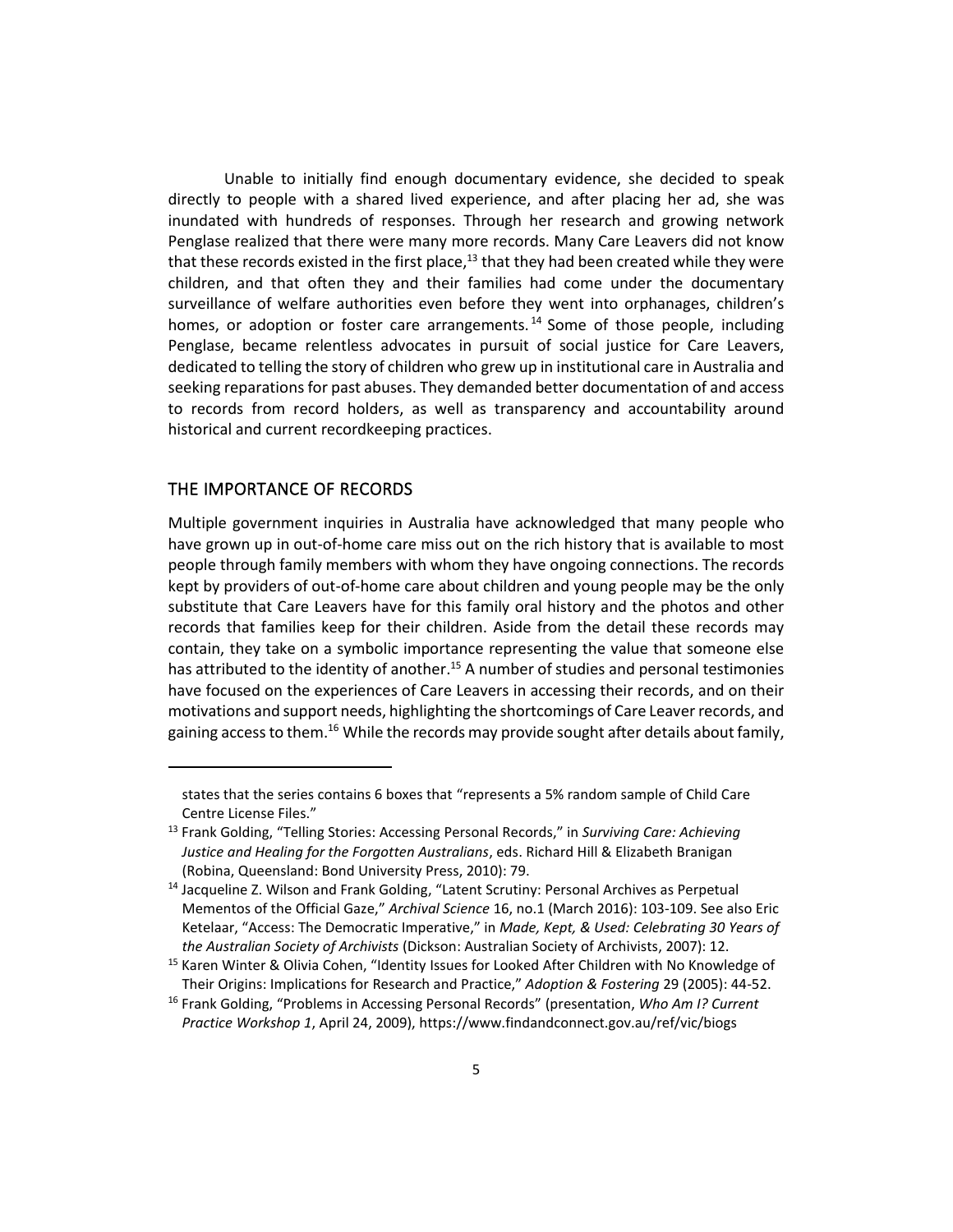Unable to initially find enough documentary evidence, she decided to speak directly to people with a shared lived experience, and after placing her ad, she was inundated with hundreds of responses. Through her research and growing network Penglase realized that there were many more records. Many Care Leavers did not know that these records existed in the first place,[13] that they had been created while they were children, and that often they and their families had come under the documentary surveillance of welfare authorities even before they went into orphanages, children's homes, or adoption or foster care arrangements.[14] Some of those people, including Penglase, became relentless advocates in pursuit of social justice for Care Leavers, dedicated to telling the story of children who grew up in institutional care in Australia and seeking reparations for past abuses. They demanded better documentation of and access to records from record holders, as well as transparency and accountability around historical and current recordkeeping practices.

## THE IMPORTANCE OF RECORDS

Multiple government inquiries in Australia have acknowledged that many people who have grown up in out-of-home care miss out on the rich history that is available to most people through family members with whom they have ongoing connections. The records kept by providers of out-of-home care about children and young people may be the only substitute that Care Leavers have for this family oral history and the photos and other records that families keep for their children. Aside from the detail these records may contain, they take on a symbolic importance representing the value that someone else has attributed to the identity of another.[15] A number of studies and personal testimonies have focused on the experiences of Care Leavers in accessing their records, and on their motivations and support needs, highlighting the shortcomings of Care Leaver records, and gaining access to them.[16] While the records may provide sought after details about family,

---

states that the series contains 6 boxes that "represents a 5% random sample of Child Care Centre License Files."

[13] Frank Golding, "Telling Stories: Accessing Personal Records," in *Surviving Care: Achieving Justice and Healing for the Forgotten Australians*, eds. Richard Hill & Elizabeth Branigan (Robina, Queensland: Bond University Press, 2010): 79.

[14] Jacqueline Z. Wilson and Frank Golding, "Latent Scrutiny: Personal Archives as Perpetual Mementos of the Official Gaze," *Archival Science* 16, no.1 (March 2016): 103-109. See also Eric Ketelaar, "Access: The Democratic Imperative," in *Made, Kept, & Used: Celebrating 30 Years of the Australian Society of Archivists* (Dickson: Australian Society of Archivists, 2007): 12.

[15] Karen Winter & Olivia Cohen, "Identity Issues for Looked After Children with No Knowledge of Their Origins: Implications for Research and Practice," *Adoption & Fostering* 29 (2005): 44-52.

[16] Frank Golding, "Problems in Accessing Personal Records" (presentation, *Who Am I? Current Practice Workshop 1*, April 24, 2009), https://www.findandconnect.gov.au/ref/vic/biogs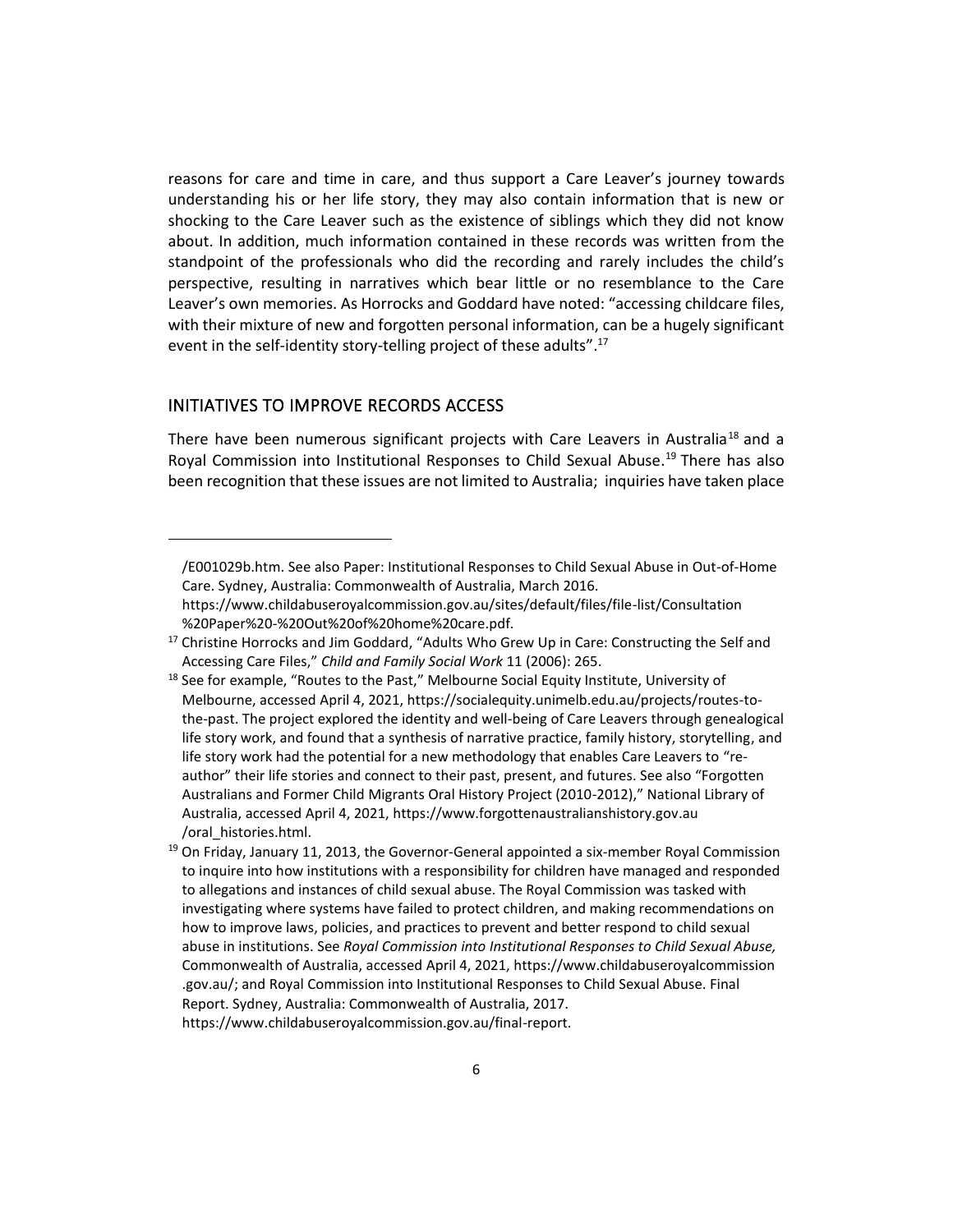reasons for care and time in care, and thus support a Care Leaver's journey towards understanding his or her life story, they may also contain information that is new or shocking to the Care Leaver such as the existence of siblings which they did not know about. In addition, much information contained in these records was written from the standpoint of the professionals who did the recording and rarely includes the child's perspective, resulting in narratives which bear little or no resemblance to the Care Leaver's own memories. As Horrocks and Goddard have noted: "accessing childcare files, with their mixture of new and forgotten personal information, can be a hugely significant event in the self-identity story-telling project of these adults".[17]

## INITIATIVES TO IMPROVE RECORDS ACCESS

There have been numerous significant projects with Care Leavers in Australia[18] and a Royal Commission into Institutional Responses to Child Sexual Abuse.[19] There has also been recognition that these issues are not limited to Australia; inquiries have taken place

---

/E001029b.htm. See also Paper: Institutional Responses to Child Sexual Abuse in Out-of-Home Care. Sydney, Australia: Commonwealth of Australia, March 2016. https://www.childabuseroyalcommission.gov.au/sites/default/files/file-list/Consultation%20Paper%20-%20Out%20of%20home%20care.pdf.

[17] Christine Horrocks and Jim Goddard, "Adults Who Grew Up in Care: Constructing the Self and Accessing Care Files," *Child and Family Social Work* 11 (2006): 265.

[18] See for example, "Routes to the Past," Melbourne Social Equity Institute, University of Melbourne, accessed April 4, 2021, https://socialequity.unimelb.edu.au/projects/routes-to-the-past. The project explored the identity and well-being of Care Leavers through genealogical life story work, and found that a synthesis of narrative practice, family history, storytelling, and life story work had the potential for a new methodology that enables Care Leavers to "re-author" their life stories and connect to their past, present, and futures. See also "Forgotten Australians and Former Child Migrants Oral History Project (2010-2012)," National Library of Australia, accessed April 4, 2021, https://www.forgottenaustralianshistory.gov.au/oral_histories.html.

[19] On Friday, January 11, 2013, the Governor-General appointed a six-member Royal Commission to inquire into how institutions with a responsibility for children have managed and responded to allegations and instances of child sexual abuse. The Royal Commission was tasked with investigating where systems have failed to protect children, and making recommendations on how to improve laws, policies, and practices to prevent and better respond to child sexual abuse in institutions. See *Royal Commission into Institutional Responses to Child Sexual Abuse,* Commonwealth of Australia, accessed April 4, 2021, https://www.childabuseroyalcommission.gov.au/; and Royal Commission into Institutional Responses to Child Sexual Abuse. Final Report. Sydney, Australia: Commonwealth of Australia, 2017. https://www.childabuseroyalcommission.gov.au/final-report.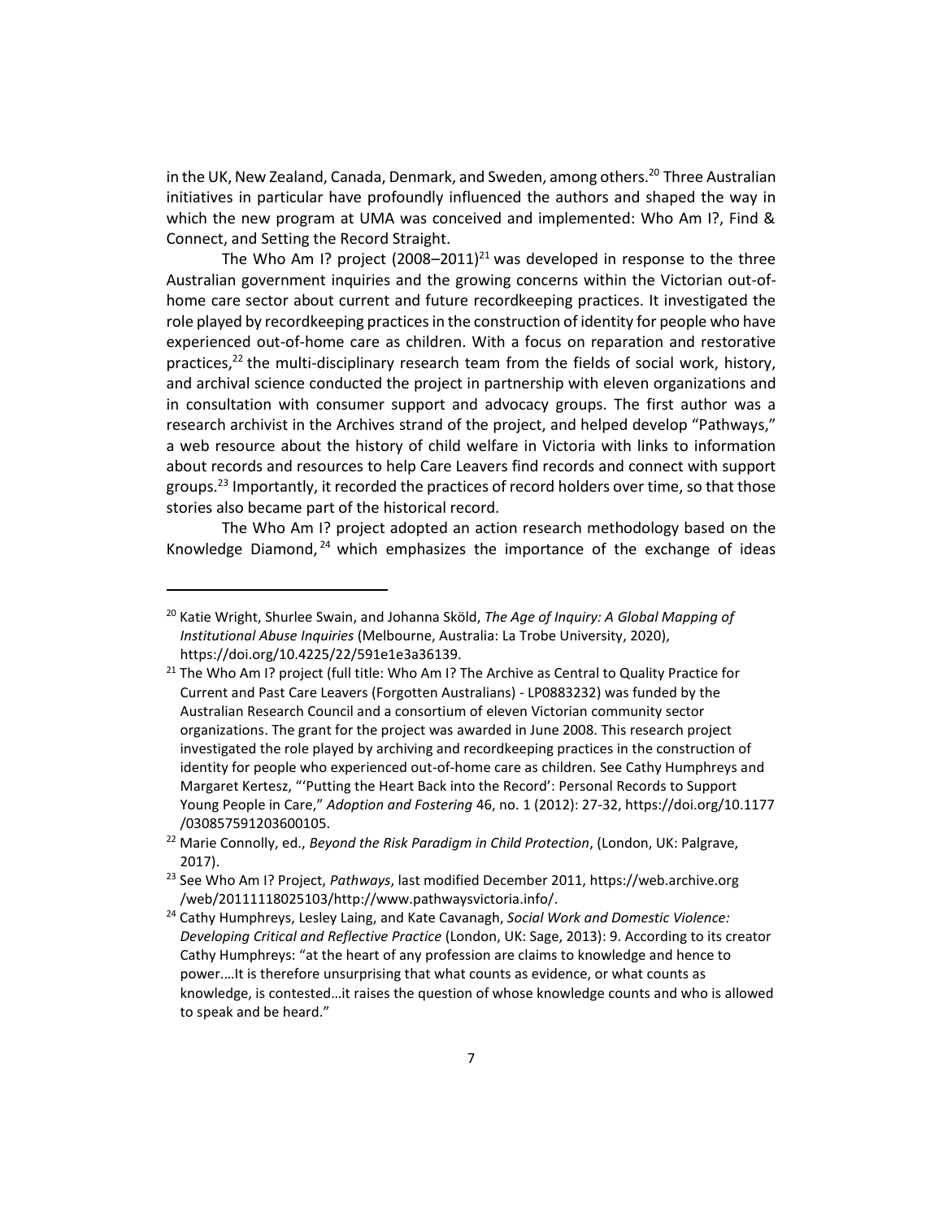in the UK, New Zealand, Canada, Denmark, and Sweden, among others.[20] Three Australian initiatives in particular have profoundly influenced the authors and shaped the way in which the new program at UMA was conceived and implemented: Who Am I?, Find & Connect, and Setting the Record Straight.

The Who Am I? project (2008–2011)[21] was developed in response to the three Australian government inquiries and the growing concerns within the Victorian out-of-home care sector about current and future recordkeeping practices. It investigated the role played by recordkeeping practices in the construction of identity for people who have experienced out-of-home care as children. With a focus on reparation and restorative practices,[22] the multi-disciplinary research team from the fields of social work, history, and archival science conducted the project in partnership with eleven organizations and in consultation with consumer support and advocacy groups. The first author was a research archivist in the Archives strand of the project, and helped develop "Pathways," a web resource about the history of child welfare in Victoria with links to information about records and resources to help Care Leavers find records and connect with support groups.[23] Importantly, it recorded the practices of record holders over time, so that those stories also became part of the historical record.

The Who Am I? project adopted an action research methodology based on the Knowledge Diamond,[24] which emphasizes the importance of the exchange of ideas

---

[20] Katie Wright, Shurlee Swain, and Johanna Sköld, *The Age of Inquiry: A Global Mapping of Institutional Abuse Inquiries* (Melbourne, Australia: La Trobe University, 2020), https://doi.org/10.4225/22/591e1e3a36139.

[21] The Who Am I? project (full title: Who Am I? The Archive as Central to Quality Practice for Current and Past Care Leavers (Forgotten Australians) - LP0883232) was funded by the Australian Research Council and a consortium of eleven Victorian community sector organizations. The grant for the project was awarded in June 2008. This research project investigated the role played by archiving and recordkeeping practices in the construction of identity for people who experienced out-of-home care as children. See Cathy Humphreys and Margaret Kertesz, "'Putting the Heart Back into the Record': Personal Records to Support Young People in Care," *Adoption and Fostering* 46, no. 1 (2012): 27-32, https://doi.org/10.1177/030857591203600105.

[22] Marie Connolly, ed., *Beyond the Risk Paradigm in Child Protection*, (London, UK: Palgrave, 2017).

[23] See Who Am I? Project, *Pathways*, last modified December 2011, https://web.archive.org/web/20111118025103/http://www.pathwaysvictoria.info/.

[24] Cathy Humphreys, Lesley Laing, and Kate Cavanagh, *Social Work and Domestic Violence: Developing Critical and Reflective Practice* (London, UK: Sage, 2013): 9. According to its creator Cathy Humphreys: "at the heart of any profession are claims to knowledge and hence to power.…It is therefore unsurprising that what counts as evidence, or what counts as knowledge, is contested…it raises the question of whose knowledge counts and who is allowed to speak and be heard."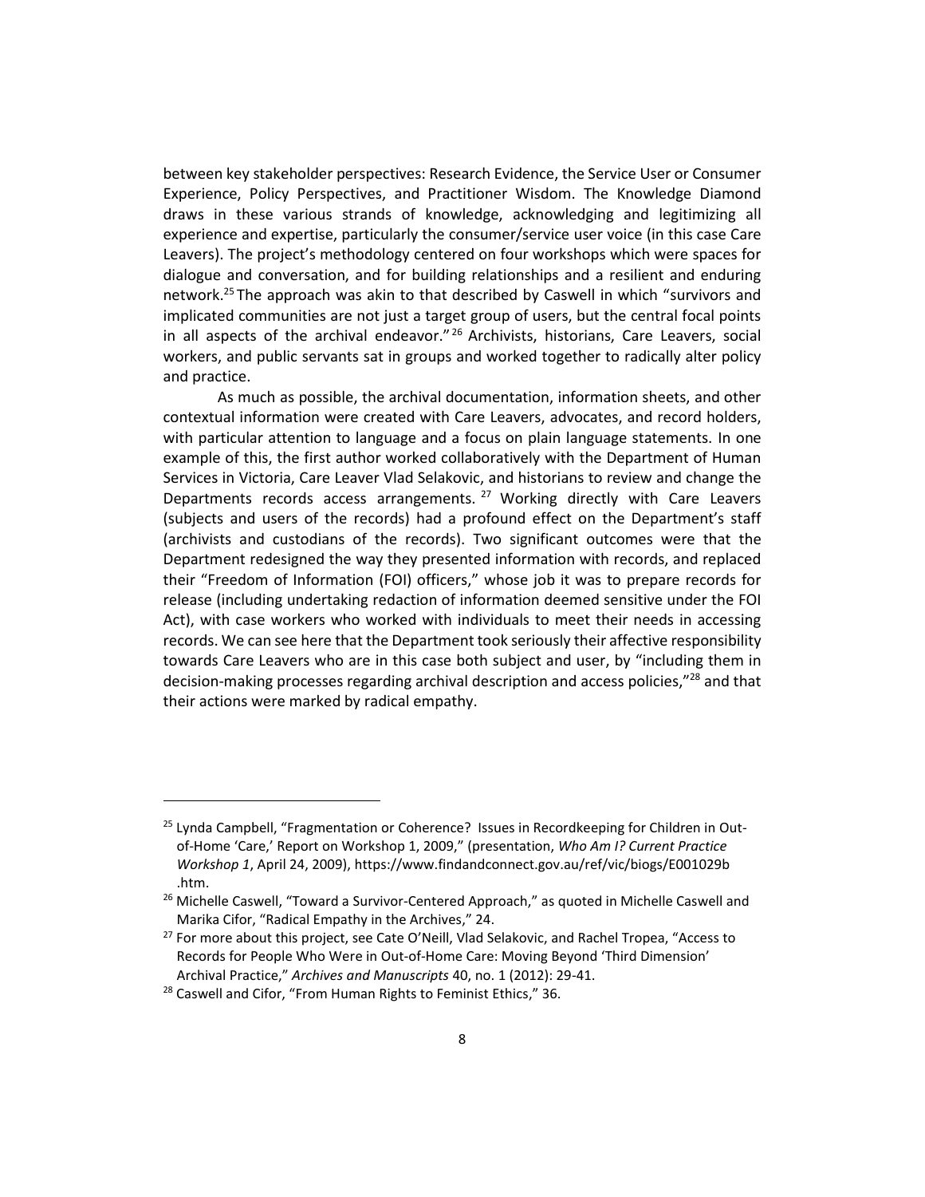between key stakeholder perspectives: Research Evidence, the Service User or Consumer Experience, Policy Perspectives, and Practitioner Wisdom. The Knowledge Diamond draws in these various strands of knowledge, acknowledging and legitimizing all experience and expertise, particularly the consumer/service user voice (in this case Care Leavers). The project's methodology centered on four workshops which were spaces for dialogue and conversation, and for building relationships and a resilient and enduring network.[25] The approach was akin to that described by Caswell in which "survivors and implicated communities are not just a target group of users, but the central focal points in all aspects of the archival endeavor."[26] Archivists, historians, Care Leavers, social workers, and public servants sat in groups and worked together to radically alter policy and practice.

As much as possible, the archival documentation, information sheets, and other contextual information were created with Care Leavers, advocates, and record holders, with particular attention to language and a focus on plain language statements. In one example of this, the first author worked collaboratively with the Department of Human Services in Victoria, Care Leaver Vlad Selakovic, and historians to review and change the Departments records access arrangements.[27] Working directly with Care Leavers (subjects and users of the records) had a profound effect on the Department's staff (archivists and custodians of the records). Two significant outcomes were that the Department redesigned the way they presented information with records, and replaced their "Freedom of Information (FOI) officers," whose job it was to prepare records for release (including undertaking redaction of information deemed sensitive under the FOI Act), with case workers who worked with individuals to meet their needs in accessing records. We can see here that the Department took seriously their affective responsibility towards Care Leavers who are in this case both subject and user, by "including them in decision-making processes regarding archival description and access policies,"[28] and that their actions were marked by radical empathy.

---

[25] Lynda Campbell, "Fragmentation or Coherence? Issues in Recordkeeping for Children in Out-of-Home 'Care,' Report on Workshop 1, 2009," (presentation, *Who Am I? Current Practice Workshop 1*, April 24, 2009), https://www.findandconnect.gov.au/ref/vic/biogs/E001029b.htm.

[26] Michelle Caswell, "Toward a Survivor-Centered Approach," as quoted in Michelle Caswell and Marika Cifor, "Radical Empathy in the Archives," 24.

[27] For more about this project, see Cate O'Neill, Vlad Selakovic, and Rachel Tropea, "Access to Records for People Who Were in Out-of-Home Care: Moving Beyond 'Third Dimension' Archival Practice," *Archives and Manuscripts* 40, no. 1 (2012): 29-41.

[28] Caswell and Cifor, "From Human Rights to Feminist Ethics," 36.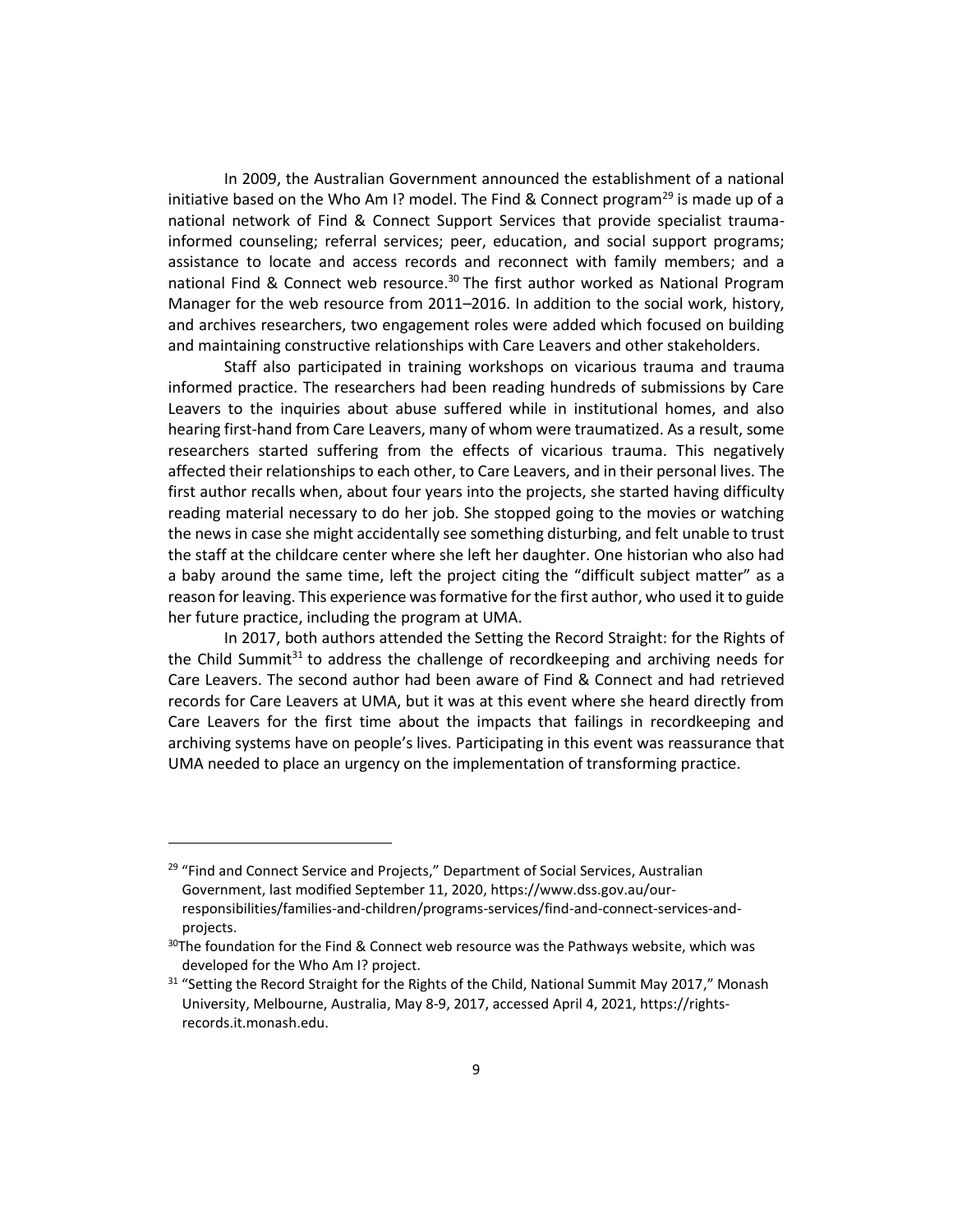In 2009, the Australian Government announced the establishment of a national initiative based on the Who Am I? model. The Find & Connect program[29] is made up of a national network of Find & Connect Support Services that provide specialist trauma-informed counseling; referral services; peer, education, and social support programs; assistance to locate and access records and reconnect with family members; and a national Find & Connect web resource.[30] The first author worked as National Program Manager for the web resource from 2011–2016. In addition to the social work, history, and archives researchers, two engagement roles were added which focused on building and maintaining constructive relationships with Care Leavers and other stakeholders.

Staff also participated in training workshops on vicarious trauma and trauma informed practice. The researchers had been reading hundreds of submissions by Care Leavers to the inquiries about abuse suffered while in institutional homes, and also hearing first-hand from Care Leavers, many of whom were traumatized. As a result, some researchers started suffering from the effects of vicarious trauma. This negatively affected their relationships to each other, to Care Leavers, and in their personal lives. The first author recalls when, about four years into the projects, she started having difficulty reading material necessary to do her job. She stopped going to the movies or watching the news in case she might accidentally see something disturbing, and felt unable to trust the staff at the childcare center where she left her daughter. One historian who also had a baby around the same time, left the project citing the "difficult subject matter" as a reason for leaving. This experience was formative for the first author, who used it to guide her future practice, including the program at UMA.

In 2017, both authors attended the Setting the Record Straight: for the Rights of the Child Summit[31] to address the challenge of recordkeeping and archiving needs for Care Leavers. The second author had been aware of Find & Connect and had retrieved records for Care Leavers at UMA, but it was at this event where she heard directly from Care Leavers for the first time about the impacts that failings in recordkeeping and archiving systems have on people's lives. Participating in this event was reassurance that UMA needed to place an urgency on the implementation of transforming practice.

---

[29] "Find and Connect Service and Projects," Department of Social Services, Australian Government, last modified September 11, 2020, https://www.dss.gov.au/our-responsibilities/families-and-children/programs-services/find-and-connect-services-and-projects.

[30] The foundation for the Find & Connect web resource was the Pathways website, which was developed for the Who Am I? project.

[31] "Setting the Record Straight for the Rights of the Child, National Summit May 2017," Monash University, Melbourne, Australia, May 8-9, 2017, accessed April 4, 2021, https://rights-records.it.monash.edu.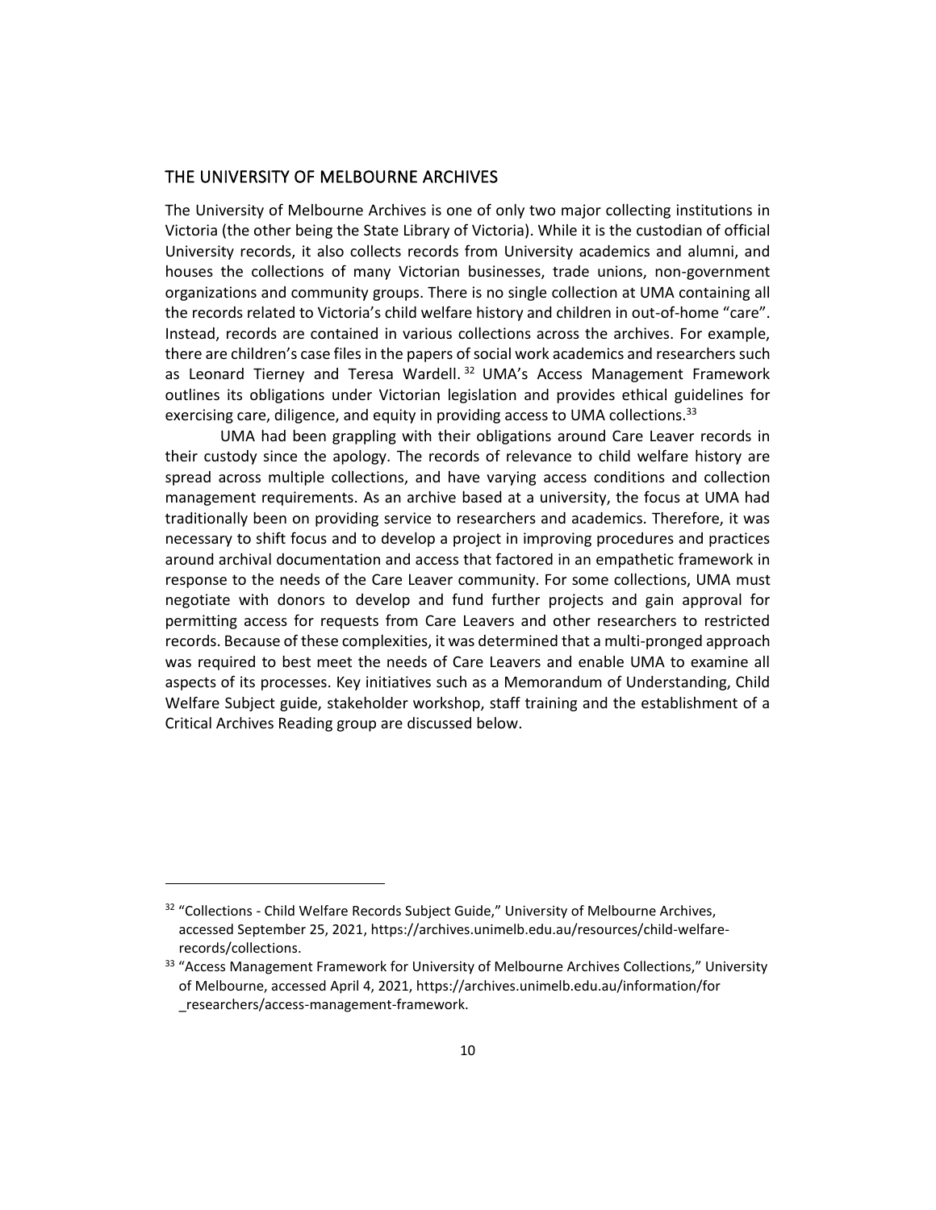## THE UNIVERSITY OF MELBOURNE ARCHIVES

The University of Melbourne Archives is one of only two major collecting institutions in Victoria (the other being the State Library of Victoria). While it is the custodian of official University records, it also collects records from University academics and alumni, and houses the collections of many Victorian businesses, trade unions, non-government organizations and community groups. There is no single collection at UMA containing all the records related to Victoria's child welfare history and children in out-of-home "care". Instead, records are contained in various collections across the archives. For example, there are children's case files in the papers of social work academics and researchers such as Leonard Tierney and Teresa Wardell.[32] UMA's Access Management Framework outlines its obligations under Victorian legislation and provides ethical guidelines for exercising care, diligence, and equity in providing access to UMA collections.[33]

UMA had been grappling with their obligations around Care Leaver records in their custody since the apology. The records of relevance to child welfare history are spread across multiple collections, and have varying access conditions and collection management requirements. As an archive based at a university, the focus at UMA had traditionally been on providing service to researchers and academics. Therefore, it was necessary to shift focus and to develop a project in improving procedures and practices around archival documentation and access that factored in an empathetic framework in response to the needs of the Care Leaver community. For some collections, UMA must negotiate with donors to develop and fund further projects and gain approval for permitting access for requests from Care Leavers and other researchers to restricted records. Because of these complexities, it was determined that a multi-pronged approach was required to best meet the needs of Care Leavers and enable UMA to examine all aspects of its processes. Key initiatives such as a Memorandum of Understanding, Child Welfare Subject guide, stakeholder workshop, staff training and the establishment of a Critical Archives Reading group are discussed below.

---

[32] "Collections - Child Welfare Records Subject Guide," University of Melbourne Archives, accessed September 25, 2021, https://archives.unimelb.edu.au/resources/child-welfare-records/collections.

[33] "Access Management Framework for University of Melbourne Archives Collections," University of Melbourne, accessed April 4, 2021, https://archives.unimelb.edu.au/information/for_researchers/access-management-framework.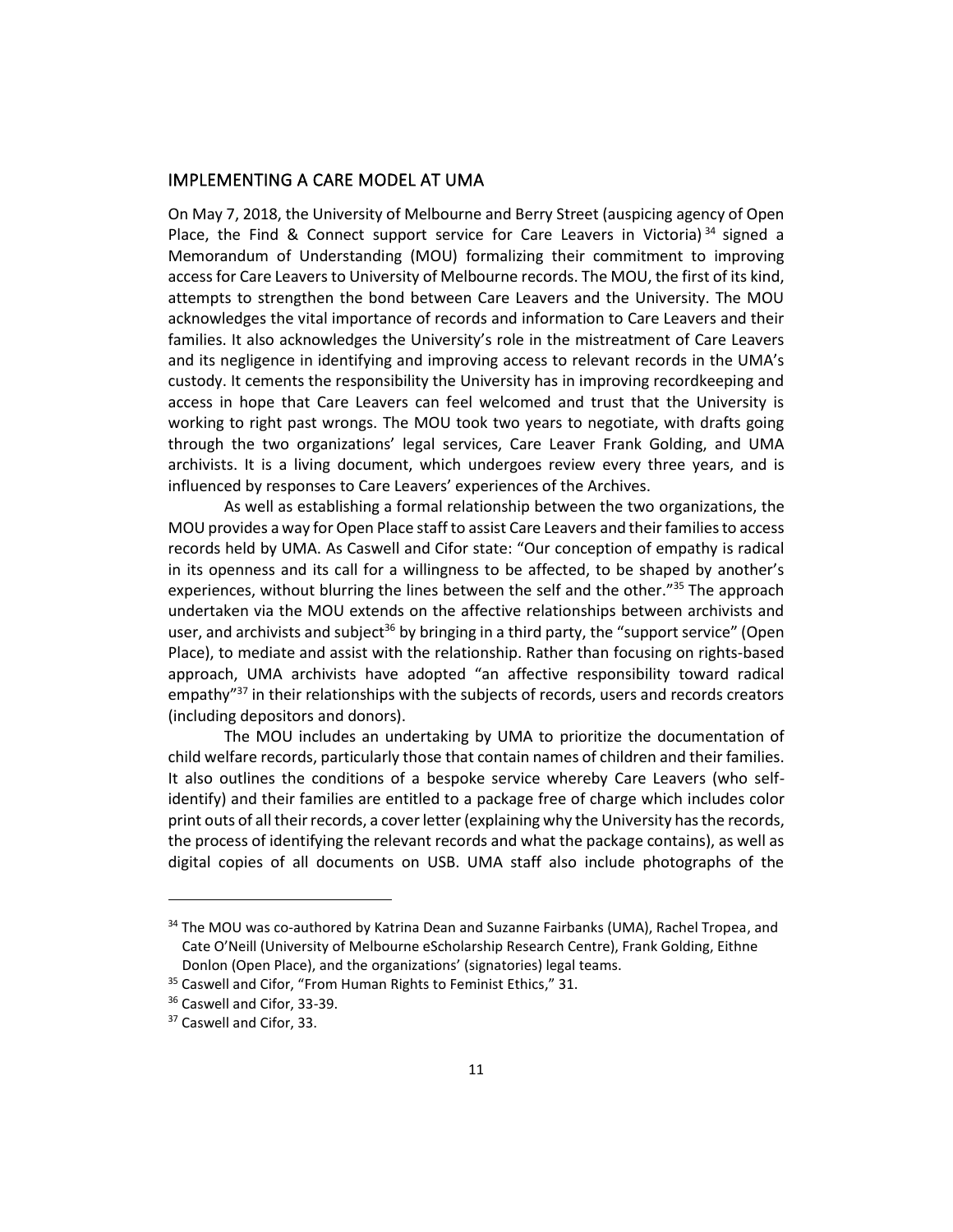## IMPLEMENTING A CARE MODEL AT UMA

On May 7, 2018, the University of Melbourne and Berry Street (auspicing agency of Open Place, the Find & Connect support service for Care Leavers in Victoria)[34] signed a Memorandum of Understanding (MOU) formalizing their commitment to improving access for Care Leavers to University of Melbourne records. The MOU, the first of its kind, attempts to strengthen the bond between Care Leavers and the University. The MOU acknowledges the vital importance of records and information to Care Leavers and their families. It also acknowledges the University's role in the mistreatment of Care Leavers and its negligence in identifying and improving access to relevant records in the UMA's custody. It cements the responsibility the University has in improving recordkeeping and access in hope that Care Leavers can feel welcomed and trust that the University is working to right past wrongs. The MOU took two years to negotiate, with drafts going through the two organizations' legal services, Care Leaver Frank Golding, and UMA archivists. It is a living document, which undergoes review every three years, and is influenced by responses to Care Leavers' experiences of the Archives.

As well as establishing a formal relationship between the two organizations, the MOU provides a way for Open Place staff to assist Care Leavers and their families to access records held by UMA. As Caswell and Cifor state: "Our conception of empathy is radical in its openness and its call for a willingness to be affected, to be shaped by another's experiences, without blurring the lines between the self and the other."[35] The approach undertaken via the MOU extends on the affective relationships between archivists and user, and archivists and subject[36] by bringing in a third party, the "support service" (Open Place), to mediate and assist with the relationship. Rather than focusing on rights-based approach, UMA archivists have adopted "an affective responsibility toward radical empathy"[37] in their relationships with the subjects of records, users and records creators (including depositors and donors).

The MOU includes an undertaking by UMA to prioritize the documentation of child welfare records, particularly those that contain names of children and their families. It also outlines the conditions of a bespoke service whereby Care Leavers (who self-identify) and their families are entitled to a package free of charge which includes color print outs of all their records, a cover letter (explaining why the University has the records, the process of identifying the relevant records and what the package contains), as well as digital copies of all documents on USB. UMA staff also include photographs of the

---

[34] The MOU was co-authored by Katrina Dean and Suzanne Fairbanks (UMA), Rachel Tropea, and Cate O'Neill (University of Melbourne eScholarship Research Centre), Frank Golding, Eithne Donlon (Open Place), and the organizations' (signatories) legal teams.

[35] Caswell and Cifor, "From Human Rights to Feminist Ethics," 31.

[36] Caswell and Cifor, 33-39.

[37] Caswell and Cifor, 33.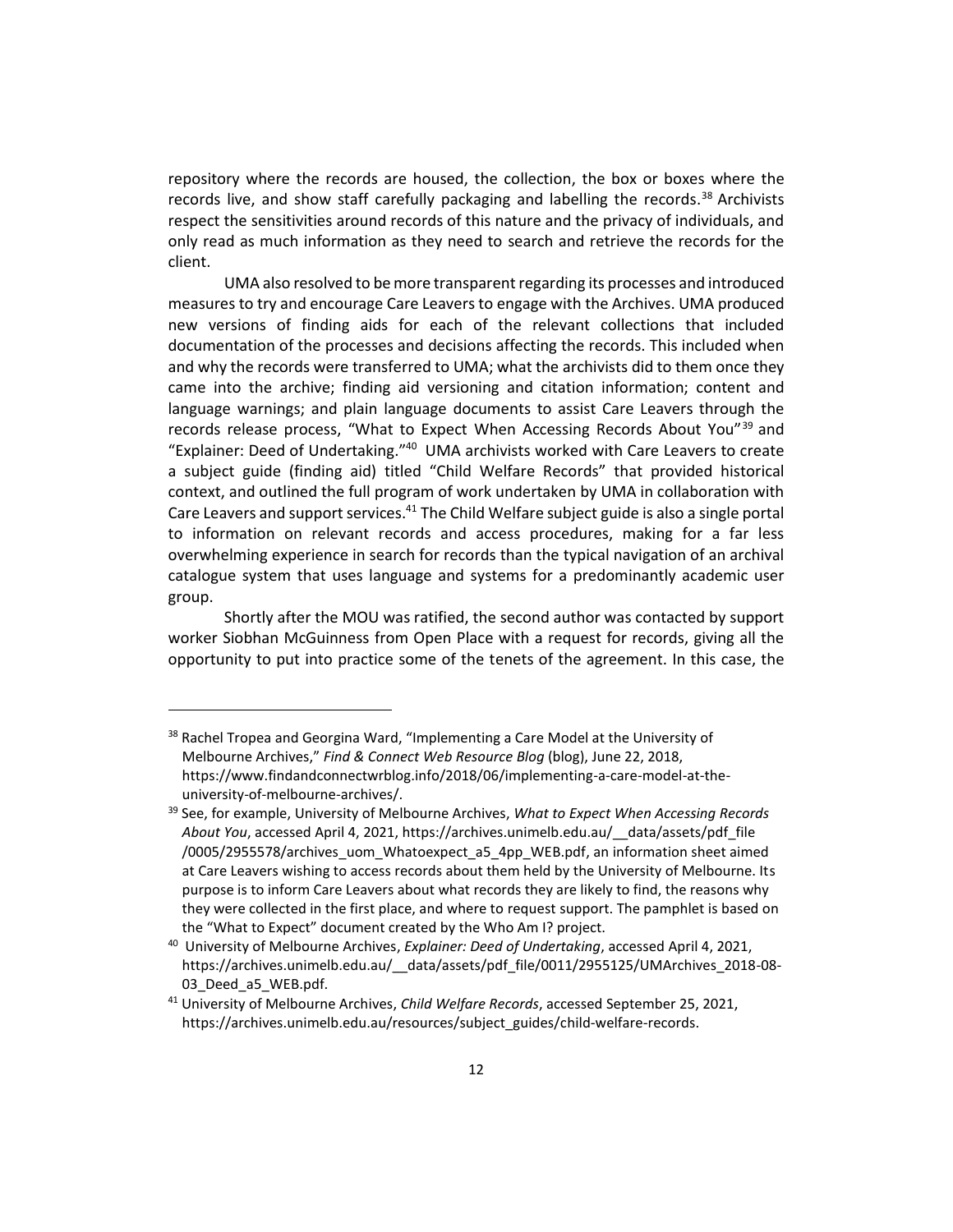repository where the records are housed, the collection, the box or boxes where the records live, and show staff carefully packaging and labelling the records.[38] Archivists respect the sensitivities around records of this nature and the privacy of individuals, and only read as much information as they need to search and retrieve the records for the client.

UMA also resolved to be more transparent regarding its processes and introduced measures to try and encourage Care Leavers to engage with the Archives. UMA produced new versions of finding aids for each of the relevant collections that included documentation of the processes and decisions affecting the records. This included when and why the records were transferred to UMA; what the archivists did to them once they came into the archive; finding aid versioning and citation information; content and language warnings; and plain language documents to assist Care Leavers through the records release process, "What to Expect When Accessing Records About You"[39] and "Explainer: Deed of Undertaking."[40] UMA archivists worked with Care Leavers to create a subject guide (finding aid) titled "Child Welfare Records" that provided historical context, and outlined the full program of work undertaken by UMA in collaboration with Care Leavers and support services.[41] The Child Welfare subject guide is also a single portal to information on relevant records and access procedures, making for a far less overwhelming experience in search for records than the typical navigation of an archival catalogue system that uses language and systems for a predominantly academic user group.

Shortly after the MOU was ratified, the second author was contacted by support worker Siobhan McGuinness from Open Place with a request for records, giving all the opportunity to put into practice some of the tenets of the agreement. In this case, the

---

[38] Rachel Tropea and Georgina Ward, "Implementing a Care Model at the University of Melbourne Archives," *Find & Connect Web Resource Blog* (blog), June 22, 2018, https://www.findandconnectwrblog.info/2018/06/implementing-a-care-model-at-the-university-of-melbourne-archives/.

[39] See, for example, University of Melbourne Archives, *What to Expect When Accessing Records About You*, accessed April 4, 2021, https://archives.unimelb.edu.au/__data/assets/pdf_file/0005/2955578/archives_uom_Whatoexpect_a5_4pp_WEB.pdf, an information sheet aimed at Care Leavers wishing to access records about them held by the University of Melbourne. Its purpose is to inform Care Leavers about what records they are likely to find, the reasons why they were collected in the first place, and where to request support. The pamphlet is based on the "What to Expect" document created by the Who Am I? project.

[40] University of Melbourne Archives, *Explainer: Deed of Undertaking*, accessed April 4, 2021, https://archives.unimelb.edu.au/__data/assets/pdf_file/0011/2955125/UMArchives_2018-08-03_Deed_a5_WEB.pdf.

[41] University of Melbourne Archives, *Child Welfare Records*, accessed September 25, 2021, https://archives.unimelb.edu.au/resources/subject_guides/child-welfare-records.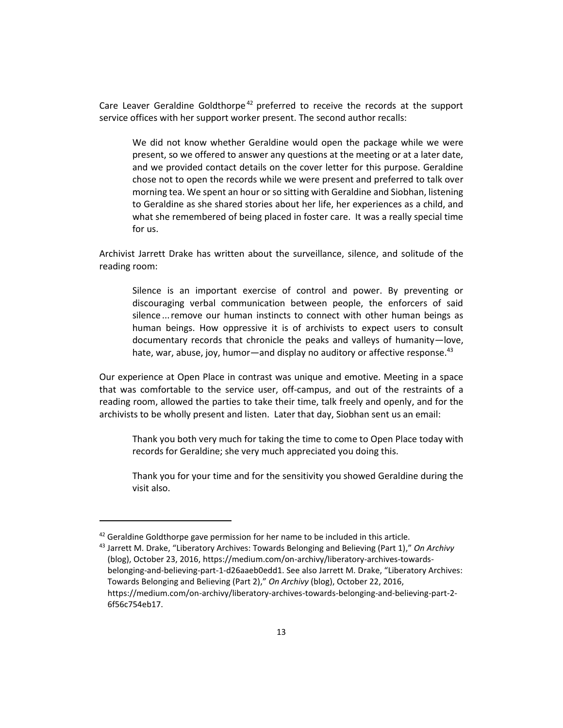Care Leaver Geraldine Goldthorpe[42] preferred to receive the records at the support service offices with her support worker present. The second author recalls:

> We did not know whether Geraldine would open the package while we were present, so we offered to answer any questions at the meeting or at a later date, and we provided contact details on the cover letter for this purpose. Geraldine chose not to open the records while we were present and preferred to talk over morning tea. We spent an hour or so sitting with Geraldine and Siobhan, listening to Geraldine as she shared stories about her life, her experiences as a child, and what she remembered of being placed in foster care. It was a really special time for us.

Archivist Jarrett Drake has written about the surveillance, silence, and solitude of the reading room:

> Silence is an important exercise of control and power. By preventing or discouraging verbal communication between people, the enforcers of said silence ... remove our human instincts to connect with other human beings as human beings. How oppressive it is of archivists to expect users to consult documentary records that chronicle the peaks and valleys of humanity—love, hate, war, abuse, joy, humor—and display no auditory or affective response.[43]

Our experience at Open Place in contrast was unique and emotive. Meeting in a space that was comfortable to the service user, off-campus, and out of the restraints of a reading room, allowed the parties to take their time, talk freely and openly, and for the archivists to be wholly present and listen. Later that day, Siobhan sent us an email:

> Thank you both very much for taking the time to come to Open Place today with records for Geraldine; she very much appreciated you doing this.
>
> Thank you for your time and for the sensitivity you showed Geraldine during the visit also.

---

[42] Geraldine Goldthorpe gave permission for her name to be included in this article.

[43] Jarrett M. Drake, "Liberatory Archives: Towards Belonging and Believing (Part 1)," *On Archivy* (blog), October 23, 2016, https://medium.com/on-archivy/liberatory-archives-towards-belonging-and-believing-part-1-d26aaeb0edd1. See also Jarrett M. Drake, "Liberatory Archives: Towards Belonging and Believing (Part 2)," *On Archivy* (blog), October 22, 2016, https://medium.com/on-archivy/liberatory-archives-towards-belonging-and-believing-part-2-6f56c754eb17.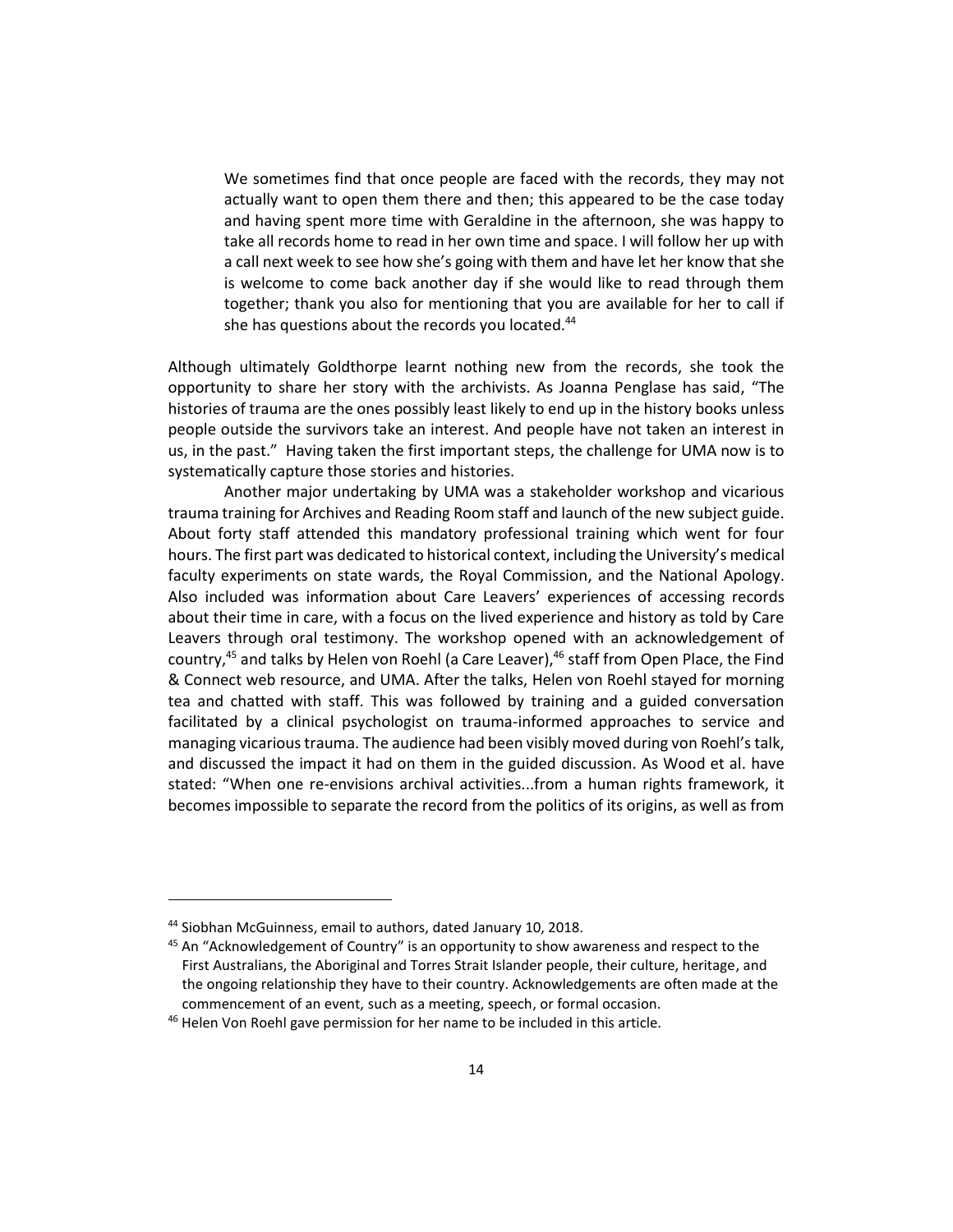> We sometimes find that once people are faced with the records, they may not actually want to open them there and then; this appeared to be the case today and having spent more time with Geraldine in the afternoon, she was happy to take all records home to read in her own time and space. I will follow her up with a call next week to see how she's going with them and have let her know that she is welcome to come back another day if she would like to read through them together; thank you also for mentioning that you are available for her to call if she has questions about the records you located.[44]

Although ultimately Goldthorpe learnt nothing new from the records, she took the opportunity to share her story with the archivists. As Joanna Penglase has said, "The histories of trauma are the ones possibly least likely to end up in the history books unless people outside the survivors take an interest. And people have not taken an interest in us, in the past." Having taken the first important steps, the challenge for UMA now is to systematically capture those stories and histories.

Another major undertaking by UMA was a stakeholder workshop and vicarious trauma training for Archives and Reading Room staff and launch of the new subject guide. About forty staff attended this mandatory professional training which went for four hours. The first part was dedicated to historical context, including the University's medical faculty experiments on state wards, the Royal Commission, and the National Apology. Also included was information about Care Leavers' experiences of accessing records about their time in care, with a focus on the lived experience and history as told by Care Leavers through oral testimony. The workshop opened with an acknowledgement of country,[45] and talks by Helen von Roehl (a Care Leaver),[46] staff from Open Place, the Find & Connect web resource, and UMA. After the talks, Helen von Roehl stayed for morning tea and chatted with staff. This was followed by training and a guided conversation facilitated by a clinical psychologist on trauma-informed approaches to service and managing vicarious trauma. The audience had been visibly moved during von Roehl's talk, and discussed the impact it had on them in the guided discussion. As Wood et al. have stated: "When one re-envisions archival activities...from a human rights framework, it becomes impossible to separate the record from the politics of its origins, as well as from

---

[44] Siobhan McGuinness, email to authors, dated January 10, 2018.

[45] An "Acknowledgement of Country" is an opportunity to show awareness and respect to the First Australians, the Aboriginal and Torres Strait Islander people, their culture, heritage, and the ongoing relationship they have to their country. Acknowledgements are often made at the commencement of an event, such as a meeting, speech, or formal occasion.

[46] Helen Von Roehl gave permission for her name to be included in this article.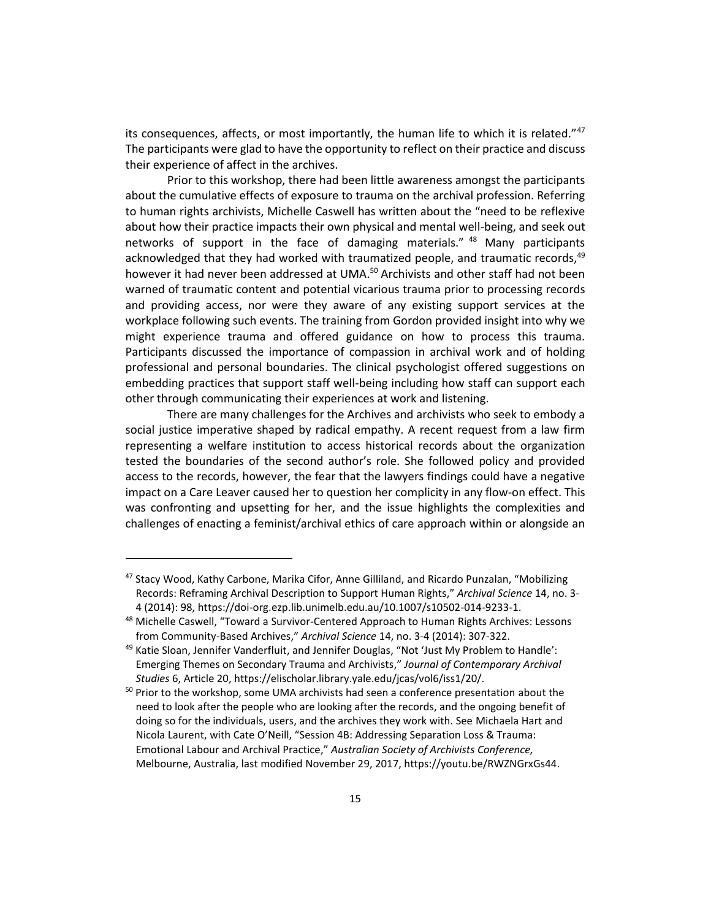its consequences, affects, or most importantly, the human life to which it is related."[47] The participants were glad to have the opportunity to reflect on their practice and discuss their experience of affect in the archives.

Prior to this workshop, there had been little awareness amongst the participants about the cumulative effects of exposure to trauma on the archival profession. Referring to human rights archivists, Michelle Caswell has written about the "need to be reflexive about how their practice impacts their own physical and mental well-being, and seek out networks of support in the face of damaging materials."[48] Many participants acknowledged that they had worked with traumatized people, and traumatic records,[49] however it had never been addressed at UMA.[50] Archivists and other staff had not been warned of traumatic content and potential vicarious trauma prior to processing records and providing access, nor were they aware of any existing support services at the workplace following such events. The training from Gordon provided insight into why we might experience trauma and offered guidance on how to process this trauma. Participants discussed the importance of compassion in archival work and of holding professional and personal boundaries. The clinical psychologist offered suggestions on embedding practices that support staff well-being including how staff can support each other through communicating their experiences at work and listening.

There are many challenges for the Archives and archivists who seek to embody a social justice imperative shaped by radical empathy. A recent request from a law firm representing a welfare institution to access historical records about the organization tested the boundaries of the second author's role. She followed policy and provided access to the records, however, the fear that the lawyers findings could have a negative impact on a Care Leaver caused her to question her complicity in any flow-on effect. This was confronting and upsetting for her, and the issue highlights the complexities and challenges of enacting a feminist/archival ethics of care approach within or alongside an

---

[47] Stacy Wood, Kathy Carbone, Marika Cifor, Anne Gilliland, and Ricardo Punzalan, "Mobilizing Records: Reframing Archival Description to Support Human Rights," *Archival Science* 14, no. 3-4 (2014): 98, https://doi-org.ezp.lib.unimelb.edu.au/10.1007/s10502-014-9233-1.

[48] Michelle Caswell, "Toward a Survivor-Centered Approach to Human Rights Archives: Lessons from Community-Based Archives," *Archival Science* 14, no. 3-4 (2014): 307-322.

[49] Katie Sloan, Jennifer Vanderfluit, and Jennifer Douglas, "Not 'Just My Problem to Handle': Emerging Themes on Secondary Trauma and Archivists," *Journal of Contemporary Archival Studies* 6, Article 20, https://elischolar.library.yale.edu/jcas/vol6/iss1/20/.

[50] Prior to the workshop, some UMA archivists had seen a conference presentation about the need to look after the people who are looking after the records, and the ongoing benefit of doing so for the individuals, users, and the archives they work with. See Michaela Hart and Nicola Laurent, with Cate O'Neill, "Session 4B: Addressing Separation Loss & Trauma: Emotional Labour and Archival Practice," *Australian Society of Archivists Conference,* Melbourne, Australia, last modified November 29, 2017, https://youtu.be/RWZNGrxGs44.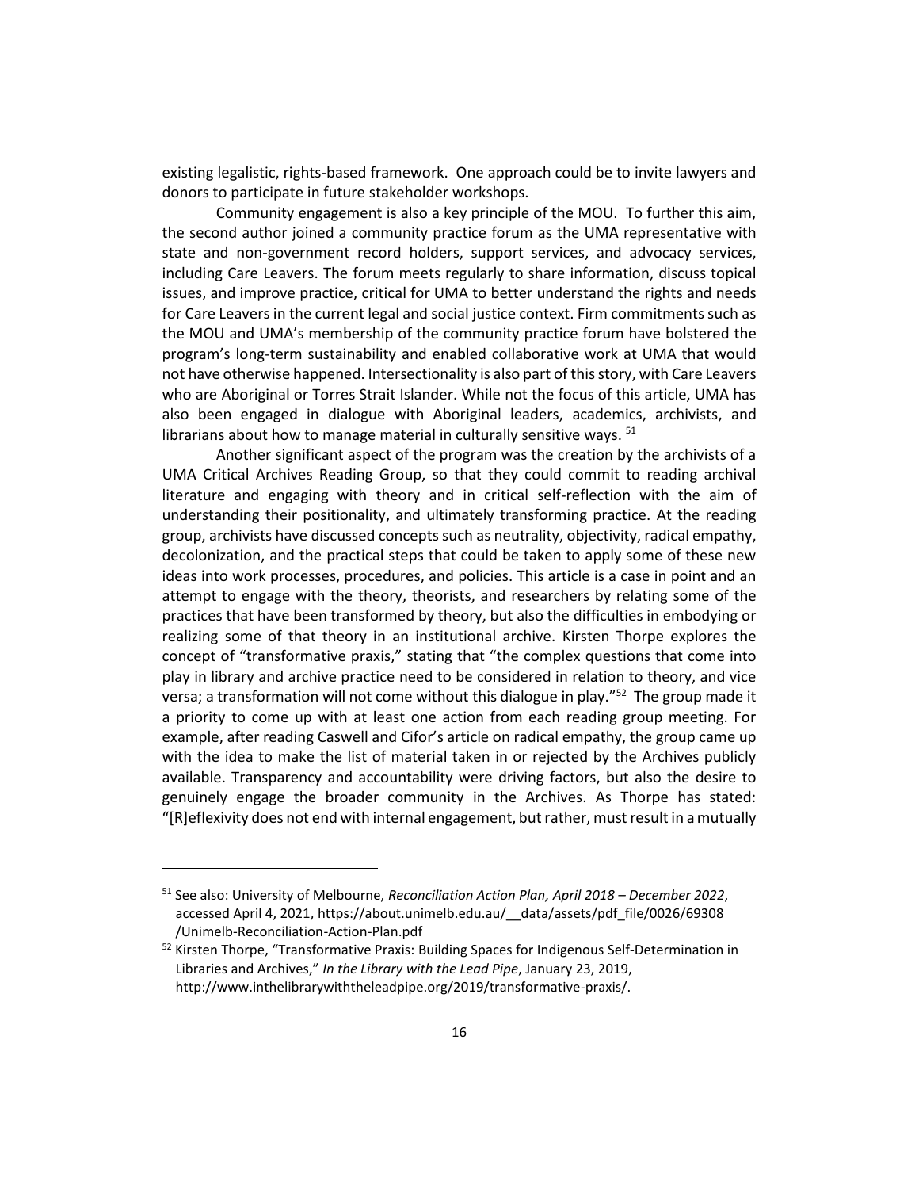existing legalistic, rights-based framework. One approach could be to invite lawyers and donors to participate in future stakeholder workshops.

Community engagement is also a key principle of the MOU. To further this aim, the second author joined a community practice forum as the UMA representative with state and non-government record holders, support services, and advocacy services, including Care Leavers. The forum meets regularly to share information, discuss topical issues, and improve practice, critical for UMA to better understand the rights and needs for Care Leavers in the current legal and social justice context. Firm commitments such as the MOU and UMA's membership of the community practice forum have bolstered the program's long-term sustainability and enabled collaborative work at UMA that would not have otherwise happened. Intersectionality is also part of this story, with Care Leavers who are Aboriginal or Torres Strait Islander. While not the focus of this article, UMA has also been engaged in dialogue with Aboriginal leaders, academics, archivists, and librarians about how to manage material in culturally sensitive ways. [51]

Another significant aspect of the program was the creation by the archivists of a UMA Critical Archives Reading Group, so that they could commit to reading archival literature and engaging with theory and in critical self-reflection with the aim of understanding their positionality, and ultimately transforming practice. At the reading group, archivists have discussed concepts such as neutrality, objectivity, radical empathy, decolonization, and the practical steps that could be taken to apply some of these new ideas into work processes, procedures, and policies. This article is a case in point and an attempt to engage with the theory, theorists, and researchers by relating some of the practices that have been transformed by theory, but also the difficulties in embodying or realizing some of that theory in an institutional archive. Kirsten Thorpe explores the concept of "transformative praxis," stating that "the complex questions that come into play in library and archive practice need to be considered in relation to theory, and vice versa; a transformation will not come without this dialogue in play."[52] The group made it a priority to come up with at least one action from each reading group meeting. For example, after reading Caswell and Cifor's article on radical empathy, the group came up with the idea to make the list of material taken in or rejected by the Archives publicly available. Transparency and accountability were driving factors, but also the desire to genuinely engage the broader community in the Archives. As Thorpe has stated: "[R]eflexivity does not end with internal engagement, but rather, must result in a mutually

---

[51] See also: University of Melbourne, *Reconciliation Action Plan, April 2018 – December 2022*, accessed April 4, 2021, https://about.unimelb.edu.au/__data/assets/pdf_file/0026/69308/Unimelb-Reconciliation-Action-Plan.pdf

[52] Kirsten Thorpe, "Transformative Praxis: Building Spaces for Indigenous Self-Determination in Libraries and Archives," *In the Library with the Lead Pipe*, January 23, 2019, http://www.inthelibrarywiththeleadpipe.org/2019/transformative-praxis/.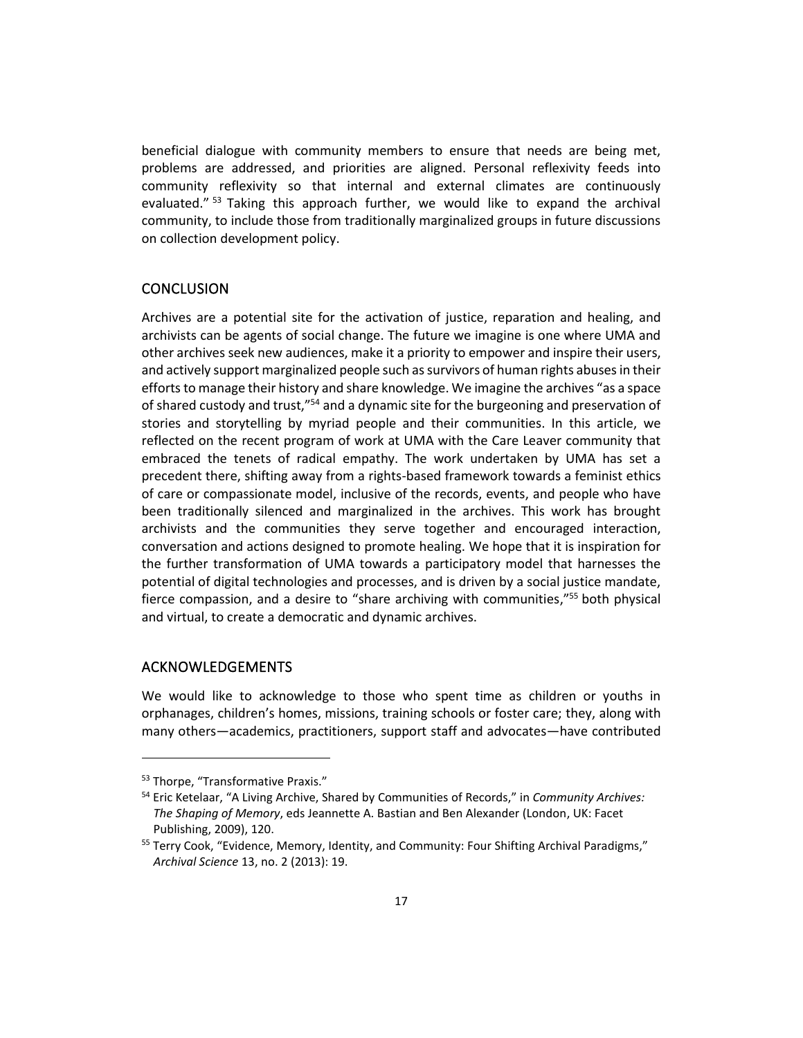beneficial dialogue with community members to ensure that needs are being met, problems are addressed, and priorities are aligned. Personal reflexivity feeds into community reflexivity so that internal and external climates are continuously evaluated." [53] Taking this approach further, we would like to expand the archival community, to include those from traditionally marginalized groups in future discussions on collection development policy.

## CONCLUSION

Archives are a potential site for the activation of justice, reparation and healing, and archivists can be agents of social change. The future we imagine is one where UMA and other archives seek new audiences, make it a priority to empower and inspire their users, and actively support marginalized people such as survivors of human rights abuses in their efforts to manage their history and share knowledge. We imagine the archives "as a space of shared custody and trust,"[54] and a dynamic site for the burgeoning and preservation of stories and storytelling by myriad people and their communities. In this article, we reflected on the recent program of work at UMA with the Care Leaver community that embraced the tenets of radical empathy. The work undertaken by UMA has set a precedent there, shifting away from a rights-based framework towards a feminist ethics of care or compassionate model, inclusive of the records, events, and people who have been traditionally silenced and marginalized in the archives. This work has brought archivists and the communities they serve together and encouraged interaction, conversation and actions designed to promote healing. We hope that it is inspiration for the further transformation of UMA towards a participatory model that harnesses the potential of digital technologies and processes, and is driven by a social justice mandate, fierce compassion, and a desire to "share archiving with communities,"[55] both physical and virtual, to create a democratic and dynamic archives.

## ACKNOWLEDGEMENTS

We would like to acknowledge to those who spent time as children or youths in orphanages, children's homes, missions, training schools or foster care; they, along with many others—academics, practitioners, support staff and advocates—have contributed

---

[53] Thorpe, "Transformative Praxis."

[54] Eric Ketelaar, "A Living Archive, Shared by Communities of Records," in *Community Archives: The Shaping of Memory*, eds Jeannette A. Bastian and Ben Alexander (London, UK: Facet Publishing, 2009), 120.

[55] Terry Cook, "Evidence, Memory, Identity, and Community: Four Shifting Archival Paradigms," *Archival Science* 13, no. 2 (2013): 19.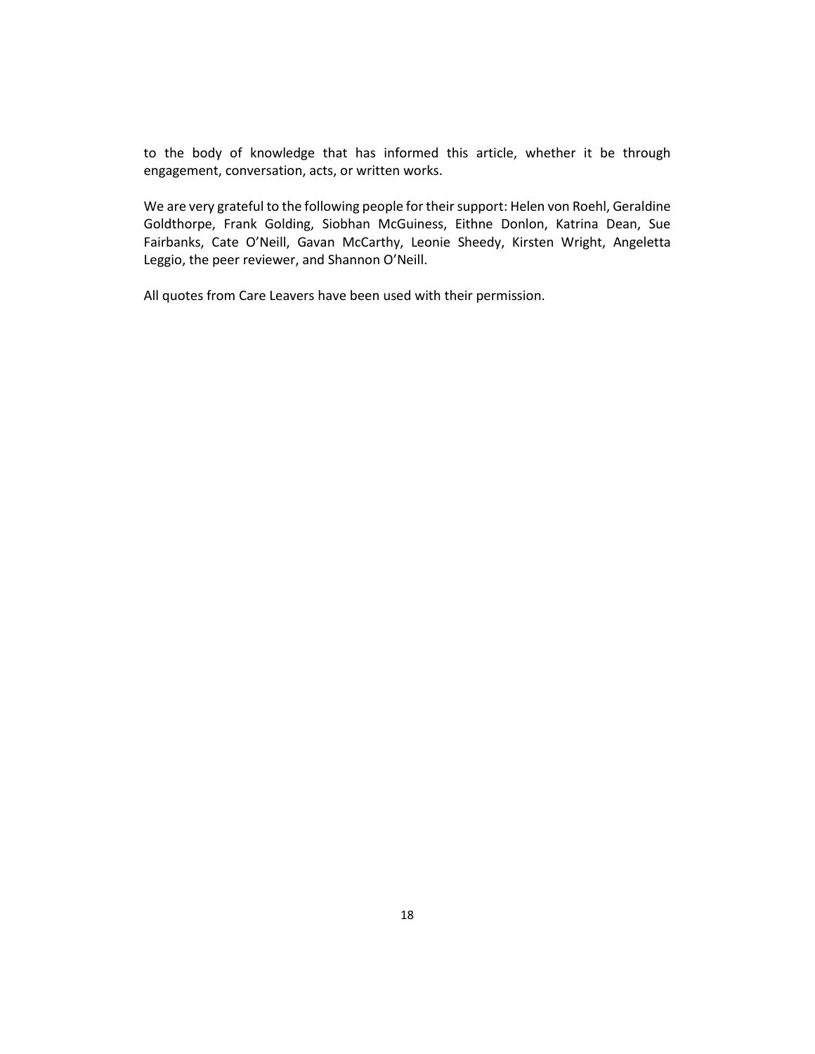to the body of knowledge that has informed this article, whether it be through engagement, conversation, acts, or written works.

We are very grateful to the following people for their support: Helen von Roehl, Geraldine Goldthorpe, Frank Golding, Siobhan McGuiness, Eithne Donlon, Katrina Dean, Sue Fairbanks, Cate O'Neill, Gavan McCarthy, Leonie Sheedy, Kirsten Wright, Angeletta Leggio, the peer reviewer, and Shannon O'Neill.

All quotes from Care Leavers have been used with their permission.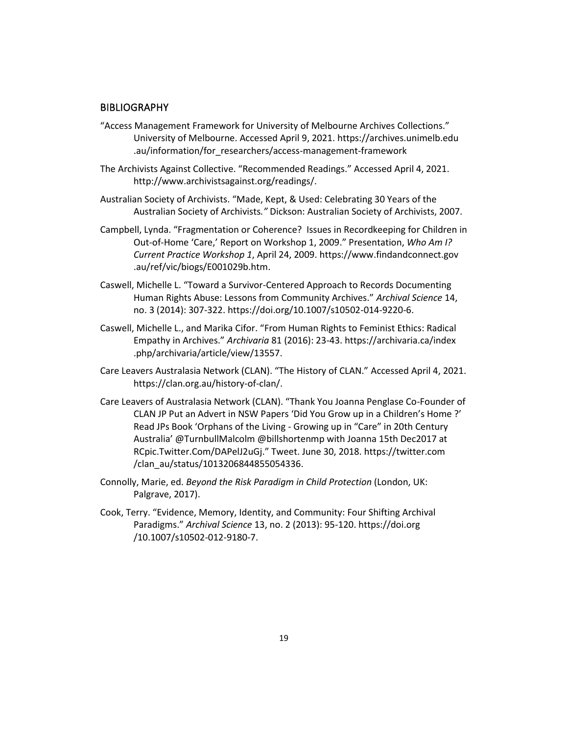## BIBLIOGRAPHY

"Access Management Framework for University of Melbourne Archives Collections." University of Melbourne. Accessed April 9, 2021. https://archives.unimelb.edu.au/information/for_researchers/access-management-framework

The Archivists Against Collective. "Recommended Readings." Accessed April 4, 2021. http://www.archivistsagainst.org/readings/.

Australian Society of Archivists. "Made, Kept, & Used: Celebrating 30 Years of the Australian Society of Archivists*."* Dickson: Australian Society of Archivists, 2007.

Campbell, Lynda. "Fragmentation or Coherence? Issues in Recordkeeping for Children in Out-of-Home 'Care,' Report on Workshop 1, 2009." Presentation, *Who Am I? Current Practice Workshop 1*, April 24, 2009. https://www.findandconnect.gov.au/ref/vic/biogs/E001029b.htm.

Caswell, Michelle L. "Toward a Survivor-Centered Approach to Records Documenting Human Rights Abuse: Lessons from Community Archives." *Archival Science* 14, no. 3 (2014): 307-322. https://doi.org/10.1007/s10502-014-9220-6.

Caswell, Michelle L., and Marika Cifor. "From Human Rights to Feminist Ethics: Radical Empathy in Archives." *Archivaria* 81 (2016): 23-43. https://archivaria.ca/index.php/archivaria/article/view/13557.

Care Leavers Australasia Network (CLAN). "The History of CLAN." Accessed April 4, 2021. https://clan.org.au/history-of-clan/.

Care Leavers of Australasia Network (CLAN). "Thank You Joanna Penglase Co-Founder of CLAN JP Put an Advert in NSW Papers 'Did You Grow up in a Children's Home ?' Read JPs Book 'Orphans of the Living - Growing up in "Care" in 20th Century Australia' @TurnbullMalcolm @billshortenmp with Joanna 15th Dec2017 at RCpic.Twitter.Com/DAPelJ2uGj." Tweet. June 30, 2018. https://twitter.com/clan_au/status/1013206844855054336.

Connolly, Marie, ed. *Beyond the Risk Paradigm in Child Protection* (London, UK: Palgrave, 2017).

Cook, Terry. "Evidence, Memory, Identity, and Community: Four Shifting Archival Paradigms." *Archival Science* 13, no. 2 (2013): 95-120. https://doi.org/10.1007/s10502-012-9180-7.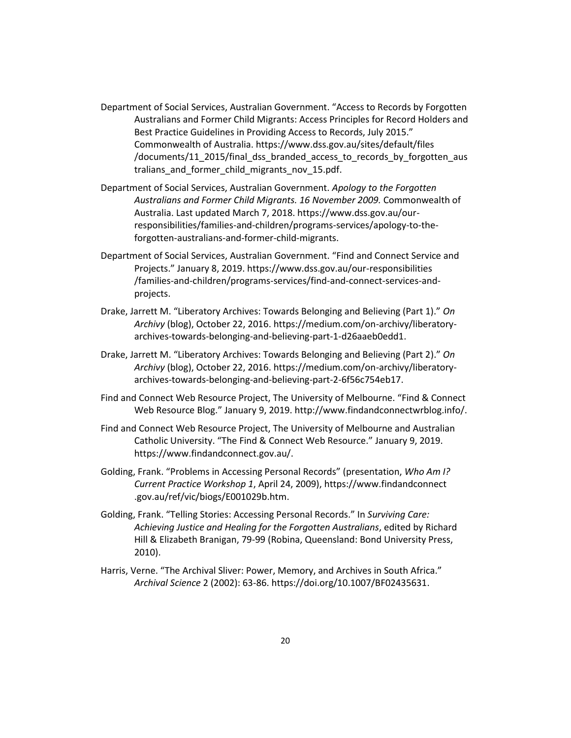Department of Social Services, Australian Government. "Access to Records by Forgotten Australians and Former Child Migrants: Access Principles for Record Holders and Best Practice Guidelines in Providing Access to Records, July 2015." Commonwealth of Australia. https://www.dss.gov.au/sites/default/files/documents/11_2015/final_dss_branded_access_to_records_by_forgotten_australians_and_former_child_migrants_nov_15.pdf.

Department of Social Services, Australian Government. *Apology to the Forgotten Australians and Former Child Migrants. 16 November 2009.* Commonwealth of Australia. Last updated March 7, 2018. https://www.dss.gov.au/our-responsibilities/families-and-children/programs-services/apology-to-the-forgotten-australians-and-former-child-migrants.

Department of Social Services, Australian Government. "Find and Connect Service and Projects." January 8, 2019. https://www.dss.gov.au/our-responsibilities/families-and-children/programs-services/find-and-connect-services-and-projects.

Drake, Jarrett M. "Liberatory Archives: Towards Belonging and Believing (Part 1)." *On Archivy* (blog), October 22, 2016. https://medium.com/on-archivy/liberatory-archives-towards-belonging-and-believing-part-1-d26aaeb0edd1.

Drake, Jarrett M. "Liberatory Archives: Towards Belonging and Believing (Part 2)." *On Archivy* (blog), October 22, 2016. https://medium.com/on-archivy/liberatory-archives-towards-belonging-and-believing-part-2-6f56c754eb17.

Find and Connect Web Resource Project, The University of Melbourne. "Find & Connect Web Resource Blog." January 9, 2019. http://www.findandconnectwrblog.info/.

Find and Connect Web Resource Project, The University of Melbourne and Australian Catholic University. "The Find & Connect Web Resource." January 9, 2019. https://www.findandconnect.gov.au/.

Golding, Frank. "Problems in Accessing Personal Records" (presentation, *Who Am I? Current Practice Workshop 1*, April 24, 2009), https://www.findandconnect.gov.au/ref/vic/biogs/E001029b.htm.

Golding, Frank. "Telling Stories: Accessing Personal Records." In *Surviving Care: Achieving Justice and Healing for the Forgotten Australians*, edited by Richard Hill & Elizabeth Branigan, 79-99 (Robina, Queensland: Bond University Press, 2010).

Harris, Verne. "The Archival Sliver: Power, Memory, and Archives in South Africa." *Archival Science* 2 (2002): 63-86. https://doi.org/10.1007/BF02435631.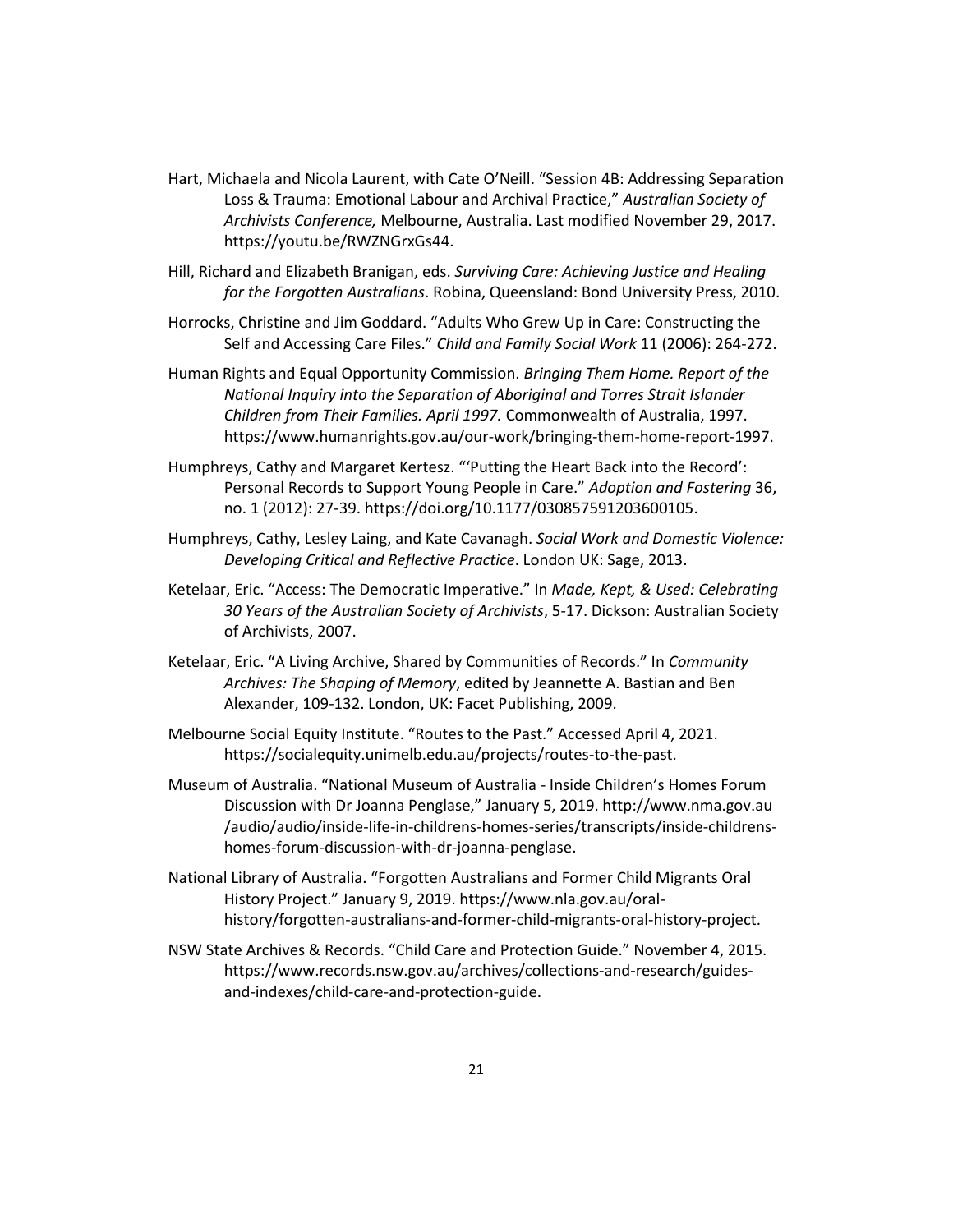Hart, Michaela and Nicola Laurent, with Cate O'Neill. "Session 4B: Addressing Separation Loss & Trauma: Emotional Labour and Archival Practice," *Australian Society of Archivists Conference,* Melbourne, Australia. Last modified November 29, 2017. https://youtu.be/RWZNGrxGs44.

Hill, Richard and Elizabeth Branigan, eds. *Surviving Care: Achieving Justice and Healing for the Forgotten Australians*. Robina, Queensland: Bond University Press, 2010.

Horrocks, Christine and Jim Goddard. "Adults Who Grew Up in Care: Constructing the Self and Accessing Care Files." *Child and Family Social Work* 11 (2006): 264-272.

Human Rights and Equal Opportunity Commission. *Bringing Them Home. Report of the National Inquiry into the Separation of Aboriginal and Torres Strait Islander Children from Their Families. April 1997.* Commonwealth of Australia, 1997. https://www.humanrights.gov.au/our-work/bringing-them-home-report-1997.

Humphreys, Cathy and Margaret Kertesz. "'Putting the Heart Back into the Record': Personal Records to Support Young People in Care." *Adoption and Fostering* 36, no. 1 (2012): 27-39. https://doi.org/10.1177/030857591203600105.

Humphreys, Cathy, Lesley Laing, and Kate Cavanagh. *Social Work and Domestic Violence: Developing Critical and Reflective Practice*. London UK: Sage, 2013.

Ketelaar, Eric. "Access: The Democratic Imperative." In *Made, Kept, & Used: Celebrating 30 Years of the Australian Society of Archivists*, 5-17. Dickson: Australian Society of Archivists, 2007.

Ketelaar, Eric. "A Living Archive, Shared by Communities of Records." In *Community Archives: The Shaping of Memory*, edited by Jeannette A. Bastian and Ben Alexander, 109-132. London, UK: Facet Publishing, 2009.

Melbourne Social Equity Institute. "Routes to the Past." Accessed April 4, 2021. https://socialequity.unimelb.edu.au/projects/routes-to-the-past.

Museum of Australia. "National Museum of Australia - Inside Children's Homes Forum Discussion with Dr Joanna Penglase," January 5, 2019. http://www.nma.gov.au /audio/audio/inside-life-in-childrens-homes-series/transcripts/inside-childrens-homes-forum-discussion-with-dr-joanna-penglase.

National Library of Australia. "Forgotten Australians and Former Child Migrants Oral History Project." January 9, 2019. https://www.nla.gov.au/oral-history/forgotten-australians-and-former-child-migrants-oral-history-project.

NSW State Archives & Records. "Child Care and Protection Guide." November 4, 2015. https://www.records.nsw.gov.au/archives/collections-and-research/guides-and-indexes/child-care-and-protection-guide.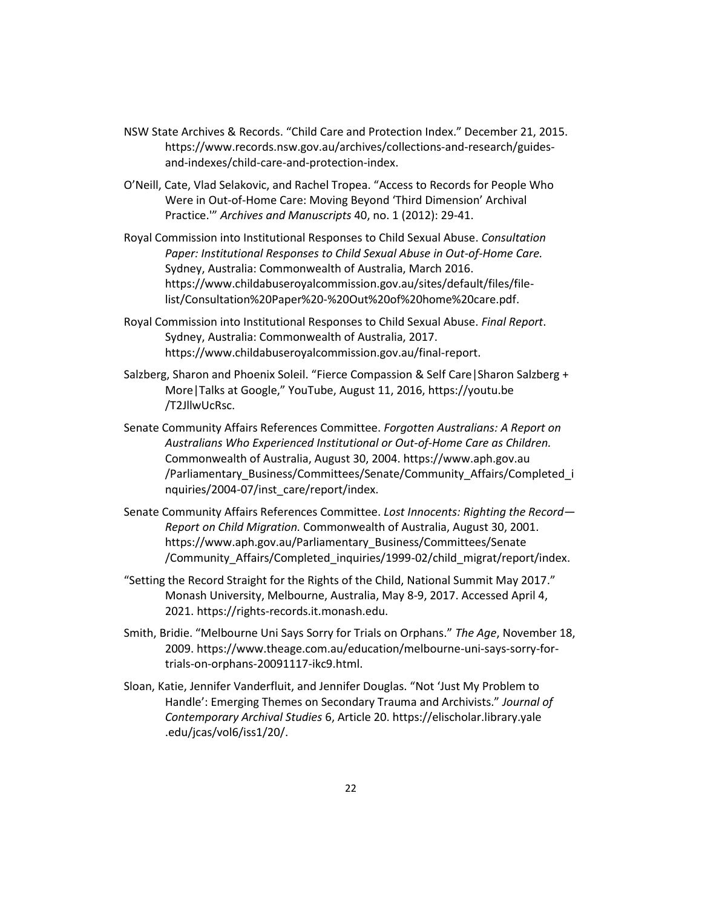NSW State Archives & Records. "Child Care and Protection Index." December 21, 2015. https://www.records.nsw.gov.au/archives/collections-and-research/guides-and-indexes/child-care-and-protection-index.

O'Neill, Cate, Vlad Selakovic, and Rachel Tropea. "Access to Records for People Who Were in Out-of-Home Care: Moving Beyond 'Third Dimension' Archival Practice.'" *Archives and Manuscripts* 40, no. 1 (2012): 29-41.

Royal Commission into Institutional Responses to Child Sexual Abuse. *Consultation Paper: Institutional Responses to Child Sexual Abuse in Out-of-Home Care.* Sydney, Australia: Commonwealth of Australia, March 2016. https://www.childabuseroyalcommission.gov.au/sites/default/files/file-list/Consultation%20Paper%20-%20Out%20of%20home%20care.pdf.

Royal Commission into Institutional Responses to Child Sexual Abuse. *Final Report*. Sydney, Australia: Commonwealth of Australia, 2017. https://www.childabuseroyalcommission.gov.au/final-report.

Salzberg, Sharon and Phoenix Soleil. "Fierce Compassion & Self Care|Sharon Salzberg + More|Talks at Google," YouTube, August 11, 2016, https://youtu.be/T2JllwUcRsc.

Senate Community Affairs References Committee. *Forgotten Australians: A Report on Australians Who Experienced Institutional or Out-of-Home Care as Children.* Commonwealth of Australia, August 30, 2004. https://www.aph.gov.au/Parliamentary_Business/Committees/Senate/Community_Affairs/Completed_inquiries/2004-07/inst_care/report/index.

Senate Community Affairs References Committee. *Lost Innocents: Righting the Record—Report on Child Migration.* Commonwealth of Australia, August 30, 2001. https://www.aph.gov.au/Parliamentary_Business/Committees/Senate/Community_Affairs/Completed_inquiries/1999-02/child_migrat/report/index.

"Setting the Record Straight for the Rights of the Child, National Summit May 2017." Monash University, Melbourne, Australia, May 8-9, 2017. Accessed April 4, 2021. https://rights-records.it.monash.edu.

Smith, Bridie. "Melbourne Uni Says Sorry for Trials on Orphans." *The Age*, November 18, 2009. https://www.theage.com.au/education/melbourne-uni-says-sorry-for-trials-on-orphans-20091117-ikc9.html.

Sloan, Katie, Jennifer Vanderfluit, and Jennifer Douglas. "Not 'Just My Problem to Handle': Emerging Themes on Secondary Trauma and Archivists." *Journal of Contemporary Archival Studies* 6, Article 20. https://elischolar.library.yale.edu/jcas/vol6/iss1/20/.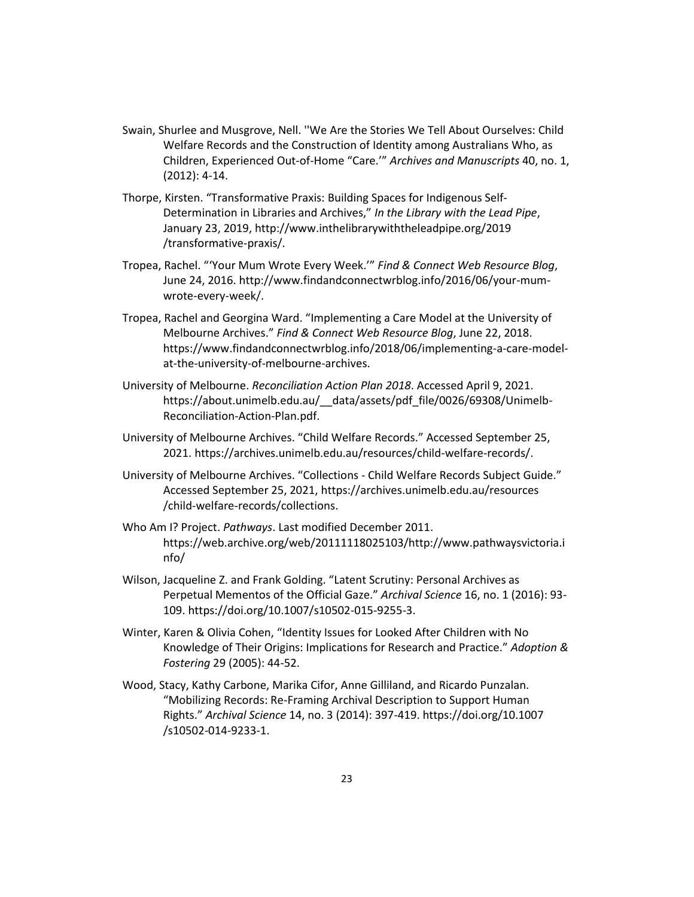Swain, Shurlee and Musgrove, Nell. ''We Are the Stories We Tell About Ourselves: Child Welfare Records and the Construction of Identity among Australians Who, as Children, Experienced Out-of-Home "Care.'" *Archives and Manuscripts* 40, no. 1, (2012): 4-14.

Thorpe, Kirsten. "Transformative Praxis: Building Spaces for Indigenous Self-Determination in Libraries and Archives," *In the Library with the Lead Pipe*, January 23, 2019, http://www.inthelibrarywiththeleadpipe.org/2019/transformative-praxis/.

Tropea, Rachel. "'Your Mum Wrote Every Week.'" *Find & Connect Web Resource Blog*, June 24, 2016. http://www.findandconnectwrblog.info/2016/06/your-mum-wrote-every-week/.

Tropea, Rachel and Georgina Ward. "Implementing a Care Model at the University of Melbourne Archives." *Find & Connect Web Resource Blog*, June 22, 2018. https://www.findandconnectwrblog.info/2018/06/implementing-a-care-model-at-the-university-of-melbourne-archives.

University of Melbourne. *Reconciliation Action Plan 2018*. Accessed April 9, 2021. https://about.unimelb.edu.au/__data/assets/pdf_file/0026/69308/Unimelb-Reconciliation-Action-Plan.pdf.

University of Melbourne Archives. "Child Welfare Records." Accessed September 25, 2021. https://archives.unimelb.edu.au/resources/child-welfare-records/.

University of Melbourne Archives. "Collections - Child Welfare Records Subject Guide." Accessed September 25, 2021, https://archives.unimelb.edu.au/resources/child-welfare-records/collections.

Who Am I? Project. *Pathways*. Last modified December 2011. https://web.archive.org/web/20111118025103/http://www.pathwaysvictoria.info/

Wilson, Jacqueline Z. and Frank Golding. "Latent Scrutiny: Personal Archives as Perpetual Mementos of the Official Gaze." *Archival Science* 16, no. 1 (2016): 93-109. https://doi.org/10.1007/s10502-015-9255-3.

Winter, Karen & Olivia Cohen, "Identity Issues for Looked After Children with No Knowledge of Their Origins: Implications for Research and Practice." *Adoption & Fostering* 29 (2005): 44-52.

Wood, Stacy, Kathy Carbone, Marika Cifor, Anne Gilliland, and Ricardo Punzalan. "Mobilizing Records: Re-Framing Archival Description to Support Human Rights." *Archival Science* 14, no. 3 (2014): 397-419. https://doi.org/10.1007/s10502-014-9233-1.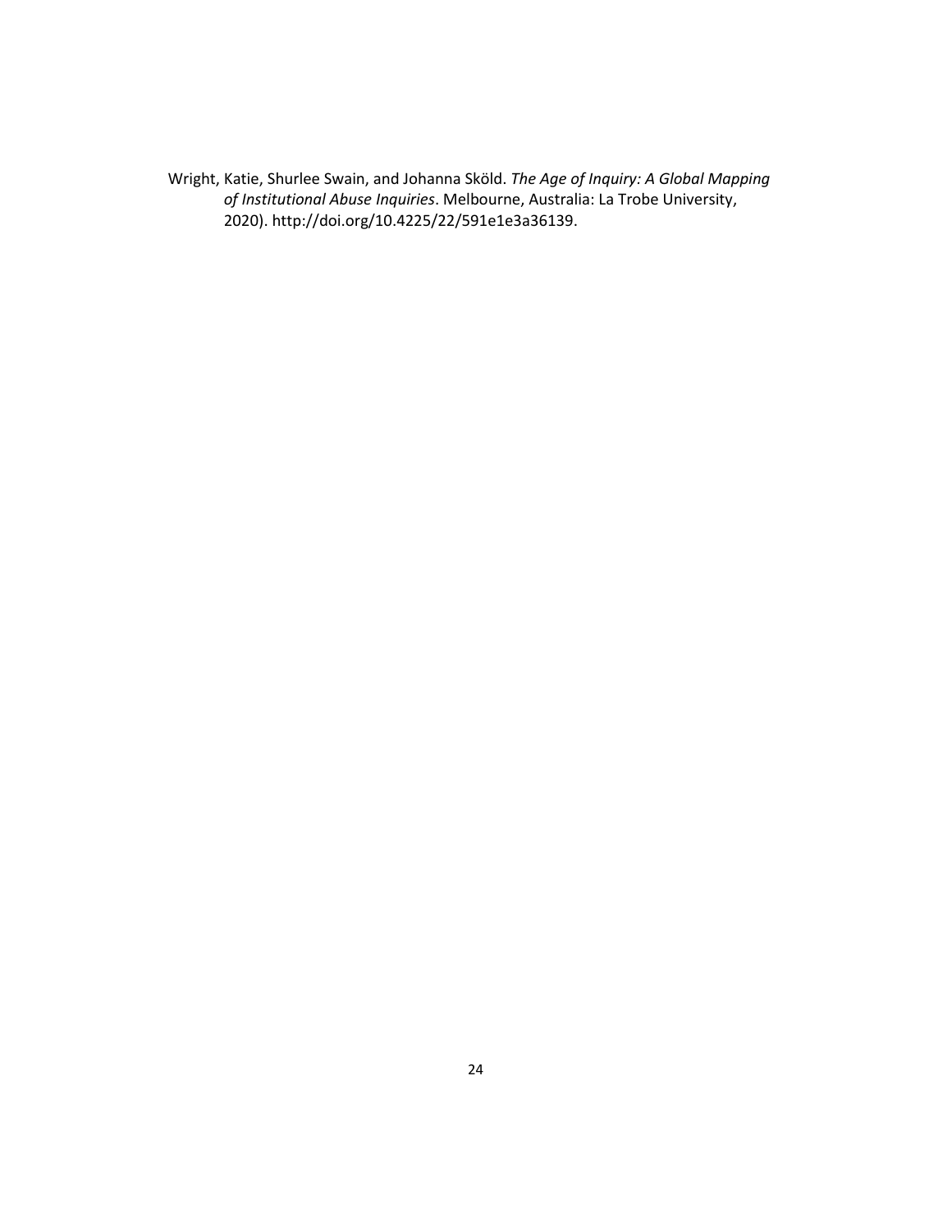Wright, Katie, Shurlee Swain, and Johanna Sköld. *The Age of Inquiry: A Global Mapping of Institutional Abuse Inquiries*. Melbourne, Australia: La Trobe University, 2020). http://doi.org/10.4225/22/591e1e3a36139.